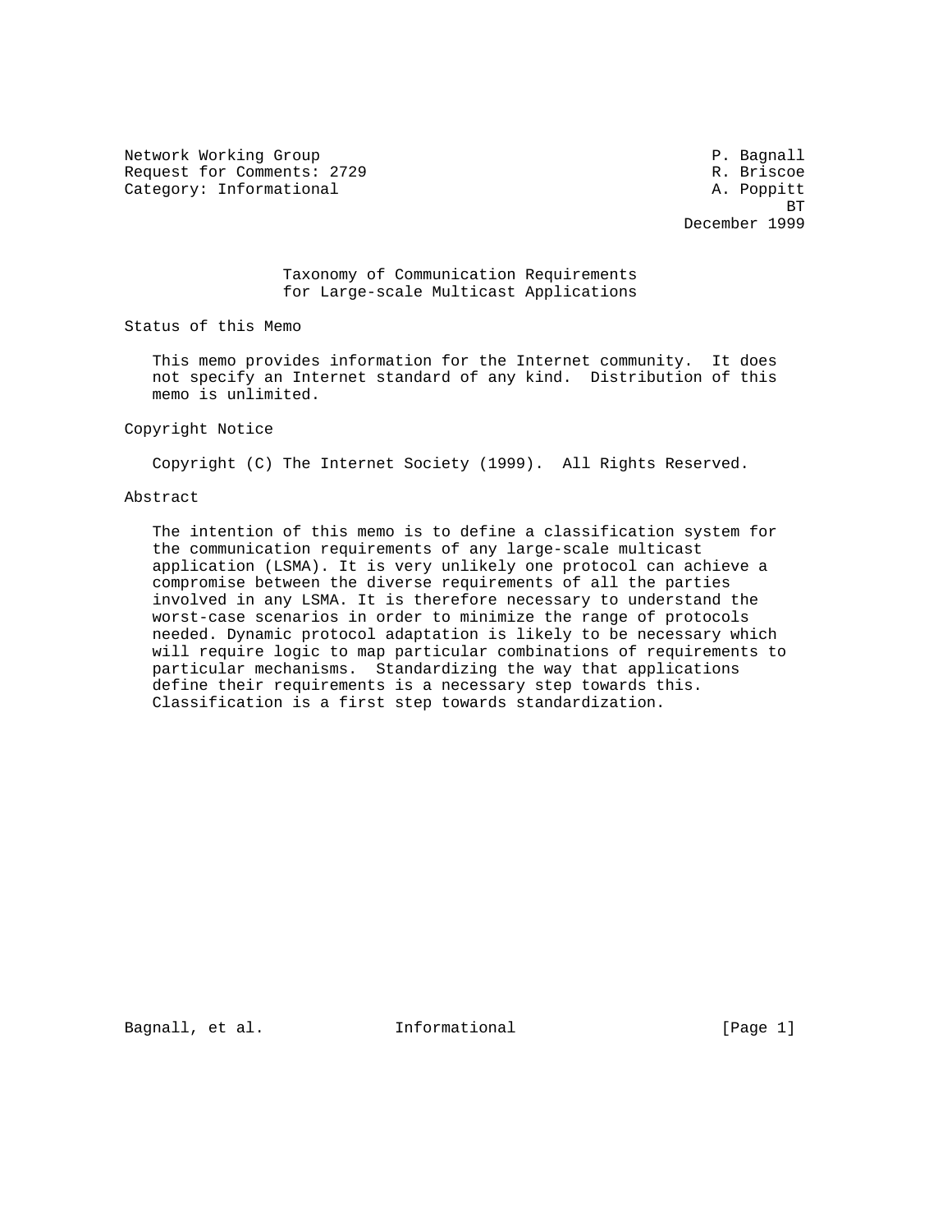Network Working Group                                         P. Bagnall
Request for Comments: 2729                                    R. Briscoe
Category: Informational                                       A. Poppitt
                                                                      BT
                                                           December 1999

# Taxonomy of Communication Requirements for Large-scale Multicast Applications

## Status of this Memo

This memo provides information for the Internet community. It does not specify an Internet standard of any kind. Distribution of this memo is unlimited.

## Copyright Notice

Copyright (C) The Internet Society (1999). All Rights Reserved.

## Abstract

The intention of this memo is to define a classification system for the communication requirements of any large-scale multicast application (LSMA). It is very unlikely one protocol can achieve a compromise between the diverse requirements of all the parties involved in any LSMA. It is therefore necessary to understand the worst-case scenarios in order to minimize the range of protocols needed. Dynamic protocol adaptation is likely to be necessary which will require logic to map particular combinations of requirements to particular mechanisms. Standardizing the way that applications define their requirements is a necessary step towards this. Classification is a first step towards standardization.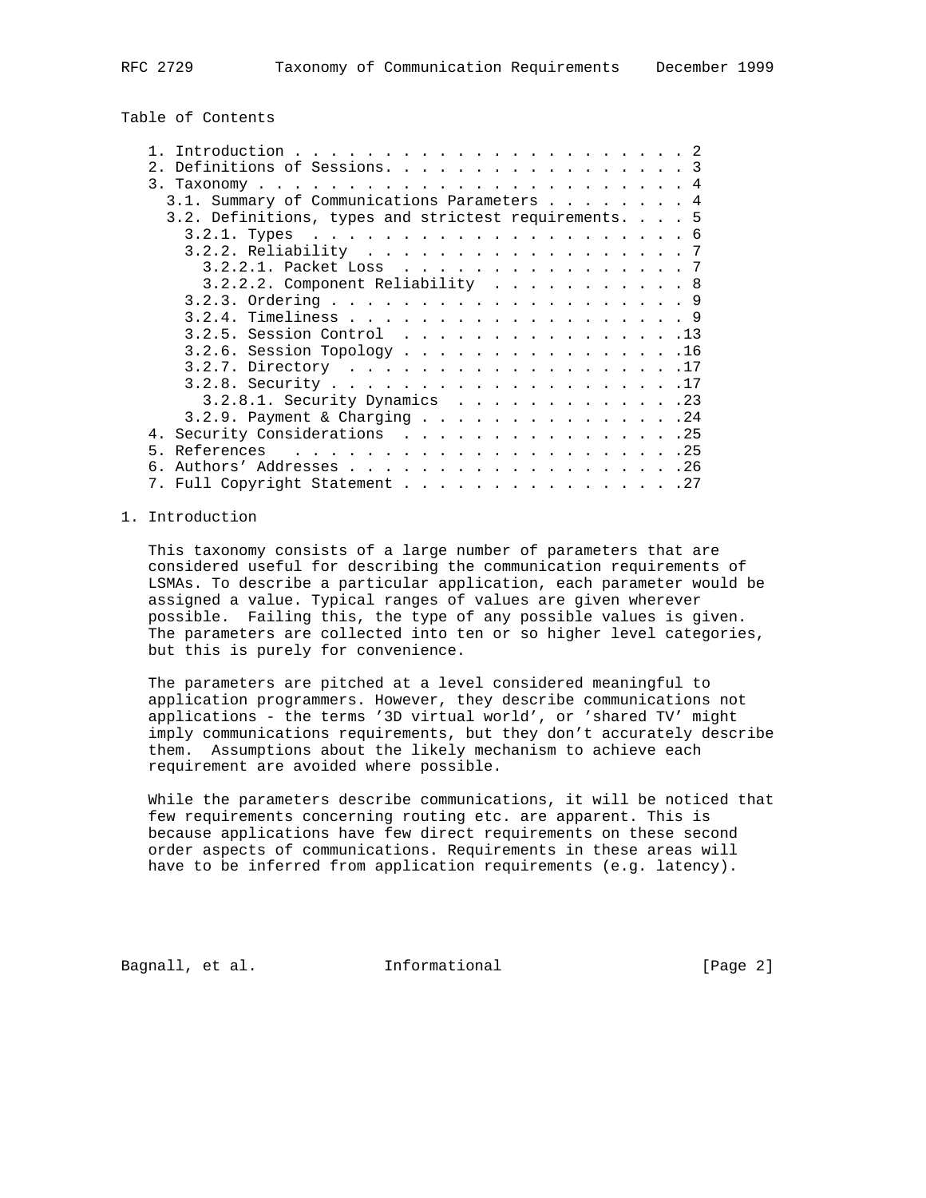Table of Contents

```
   1. Introduction . . . . . . . . . . . . . . . . . . . . . . . . 2
   2. Definitions of Sessions. . . . . . . . . . . . . . . . . . . 3
   3. Taxonomy . . . . . . . . . . . . . . . . . . . . . . . . . . 4
     3.1. Summary of Communications Parameters . . . . . . . . . 4
     3.2. Definitions, types and strictest requirements. . . . . 5
       3.2.1. Types  . . . . . . . . . . . . . . . . . . . . . . 6
       3.2.2. Reliability  . . . . . . . . . . . . . . . . . . . 7
         3.2.2.1. Packet Loss  . . . . . . . . . . . . . . . . . 7
         3.2.2.2. Component Reliability  . . . . . . . . . . . . 8
       3.2.3. Ordering . . . . . . . . . . . . . . . . . . . . . 9
       3.2.4. Timeliness . . . . . . . . . . . . . . . . . . . . 9
       3.2.5. Session Control  . . . . . . . . . . . . . . . . .13
       3.2.6. Session Topology . . . . . . . . . . . . . . . . .16
       3.2.7. Directory  . . . . . . . . . . . . . . . . . . . .17
       3.2.8. Security . . . . . . . . . . . . . . . . . . . . .17
         3.2.8.1. Security Dynamics  . . . . . . . . . . . . . .23
       3.2.9. Payment & Charging . . . . . . . . . . . . . . . .24
   4. Security Considerations  . . . . . . . . . . . . . . . . . .25
   5. References   . . . . . . . . . . . . . . . . . . . . . . . .25
   6. Authors' Addresses . . . . . . . . . . . . . . . . . . . . .26
   7. Full Copyright Statement . . . . . . . . . . . . . . . . . .27
```

# 1. Introduction

This taxonomy consists of a large number of parameters that are considered useful for describing the communication requirements of LSMAs. To describe a particular application, each parameter would be assigned a value. Typical ranges of values are given wherever possible. Failing this, the type of any possible values is given. The parameters are collected into ten or so higher level categories, but this is purely for convenience.

The parameters are pitched at a level considered meaningful to application programmers. However, they describe communications not applications - the terms '3D virtual world', or 'shared TV' might imply communications requirements, but they don't accurately describe them. Assumptions about the likely mechanism to achieve each requirement are avoided where possible.

While the parameters describe communications, it will be noticed that few requirements concerning routing etc. are apparent. This is because applications have few direct requirements on these second order aspects of communications. Requirements in these areas will have to be inferred from application requirements (e.g. latency).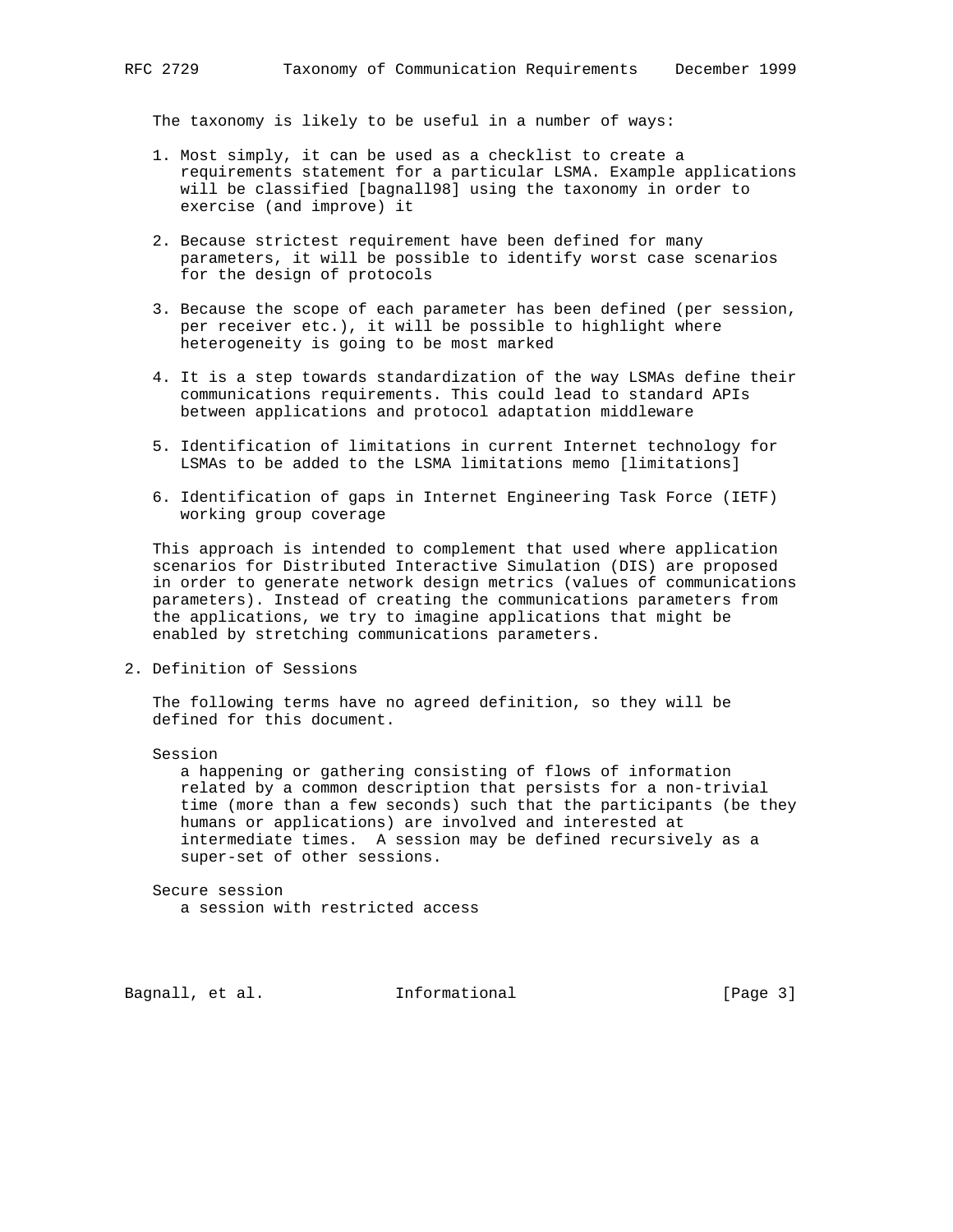The taxonomy is likely to be useful in a number of ways:

1. Most simply, it can be used as a checklist to create a requirements statement for a particular LSMA. Example applications will be classified [bagnall98] using the taxonomy in order to exercise (and improve) it

2. Because strictest requirement have been defined for many parameters, it will be possible to identify worst case scenarios for the design of protocols

3. Because the scope of each parameter has been defined (per session, per receiver etc.), it will be possible to highlight where heterogeneity is going to be most marked

4. It is a step towards standardization of the way LSMAs define their communications requirements. This could lead to standard APIs between applications and protocol adaptation middleware

5. Identification of limitations in current Internet technology for LSMAs to be added to the LSMA limitations memo [limitations]

6. Identification of gaps in Internet Engineering Task Force (IETF) working group coverage

This approach is intended to complement that used where application scenarios for Distributed Interactive Simulation (DIS) are proposed in order to generate network design metrics (values of communications parameters). Instead of creating the communications parameters from the applications, we try to imagine applications that might be enabled by stretching communications parameters.

## 2. Definition of Sessions

The following terms have no agreed definition, so they will be defined for this document.

Session
: a happening or gathering consisting of flows of information related by a common description that persists for a non-trivial time (more than a few seconds) such that the participants (be they humans or applications) are involved and interested at intermediate times. A session may be defined recursively as a super-set of other sessions.

Secure session
: a session with restricted access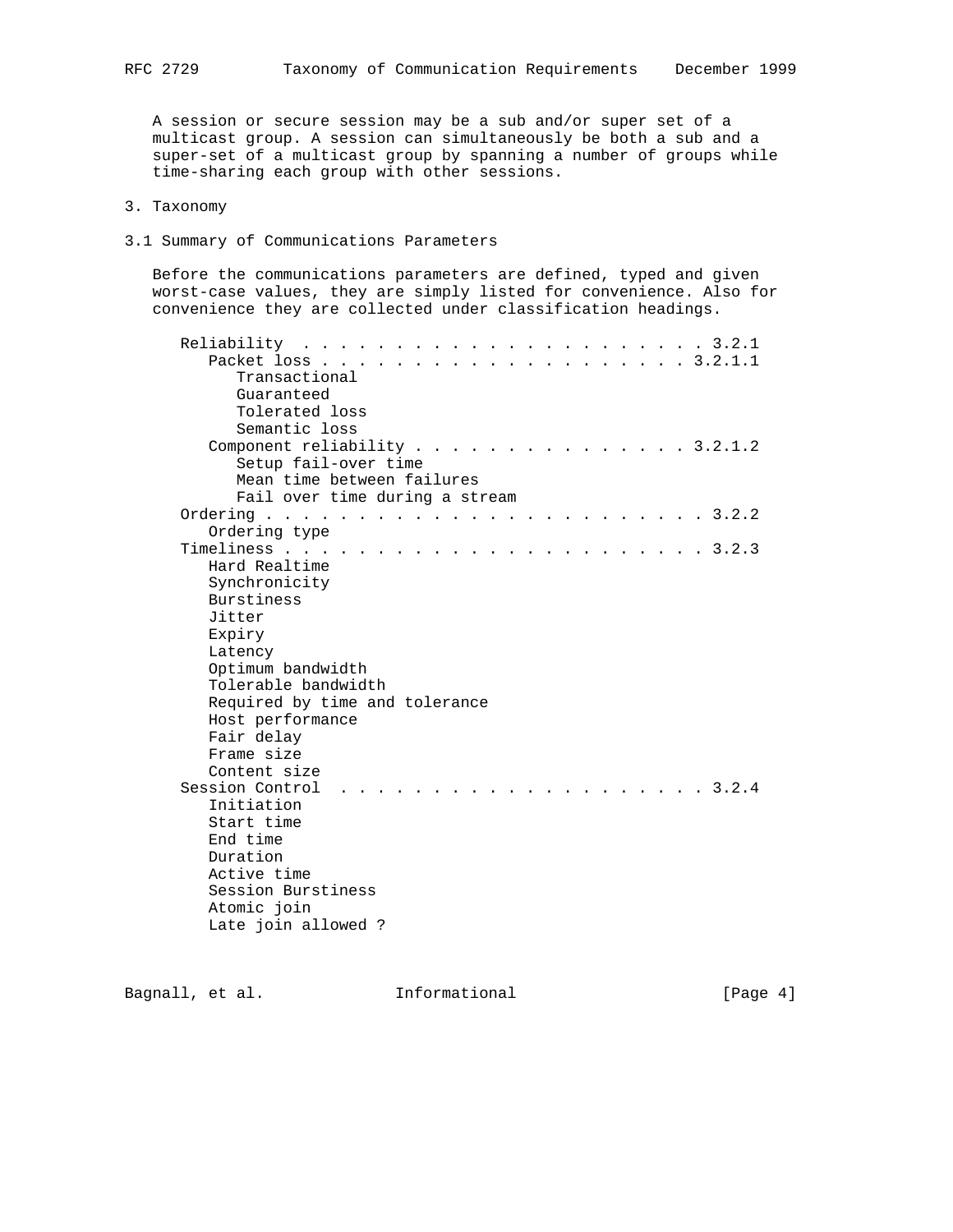A session or secure session may be a sub and/or super set of a multicast group. A session can simultaneously be both a sub and a super-set of a multicast group by spanning a number of groups while time-sharing each group with other sessions.

# 3. Taxonomy

## 3.1 Summary of Communications Parameters

Before the communications parameters are defined, typed and given worst-case values, they are simply listed for convenience. Also for convenience they are collected under classification headings.

```
      Reliability  . . . . . . . . . . . . . . . . . . . . . . 3.2.1
         Packet loss . . . . . . . . . . . . . . . . . . . . . 3.2.1.1
            Transactional
            Guaranteed
            Tolerated loss
            Semantic loss
         Component reliability . . . . . . . . . . . . . . . 3.2.1.2
            Setup fail-over time
            Mean time between failures
            Fail over time during a stream
      Ordering . . . . . . . . . . . . . . . . . . . . . . . . 3.2.2
         Ordering type
      Timeliness . . . . . . . . . . . . . . . . . . . . . . . 3.2.3
         Hard Realtime
         Synchronicity
         Burstiness
         Jitter
         Expiry
         Latency
         Optimum bandwidth
         Tolerable bandwidth
         Required by time and tolerance
         Host performance
         Fair delay
         Frame size
         Content size
      Session Control  . . . . . . . . . . . . . . . . . . . . 3.2.4
         Initiation
         Start time
         End time
         Duration
         Active time
         Session Burstiness
         Atomic join
         Late join allowed ?
```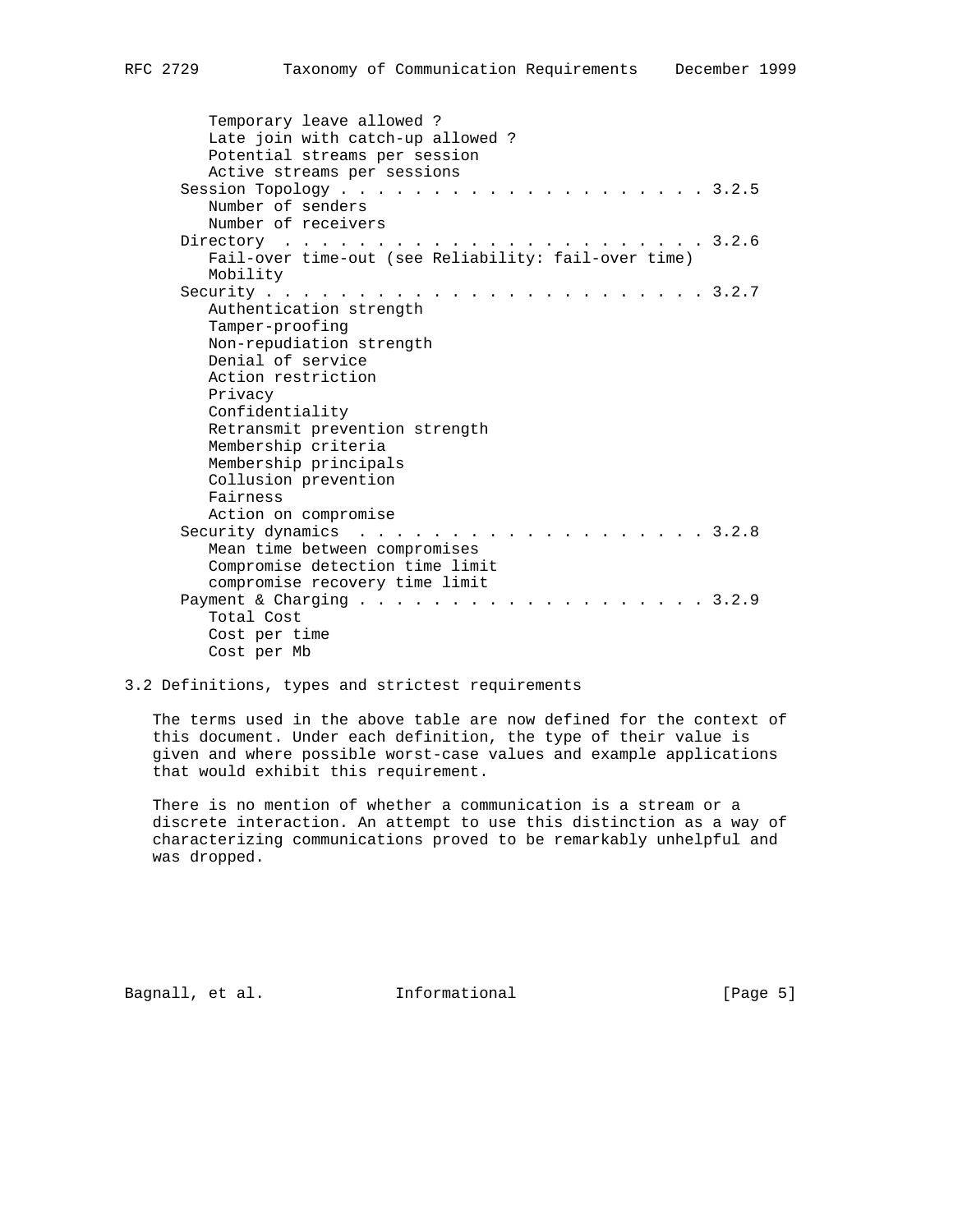```
      Temporary leave allowed ?
      Late join with catch-up allowed ?
      Potential streams per session
      Active streams per sessions
   Session Topology . . . . . . . . . . . . . . . . . . . . 3.2.5
      Number of senders
      Number of receivers
   Directory  . . . . . . . . . . . . . . . . . . . . . . . 3.2.6
      Fail-over time-out (see Reliability: fail-over time)
      Mobility
   Security . . . . . . . . . . . . . . . . . . . . . . . . 3.2.7
      Authentication strength
      Tamper-proofing
      Non-repudiation strength
      Denial of service
      Action restriction
      Privacy
      Confidentiality
      Retransmit prevention strength
      Membership criteria
      Membership principals
      Collusion prevention
      Fairness
      Action on compromise
   Security dynamics  . . . . . . . . . . . . . . . . . . . 3.2.8
      Mean time between compromises
      Compromise detection time limit
      compromise recovery time limit
   Payment & Charging . . . . . . . . . . . . . . . . . . . 3.2.9
      Total Cost
      Cost per time
      Cost per Mb
```

## 3.2 Definitions, types and strictest requirements

The terms used in the above table are now defined for the context of this document. Under each definition, the type of their value is given and where possible worst-case values and example applications that would exhibit this requirement.

There is no mention of whether a communication is a stream or a discrete interaction. An attempt to use this distinction as a way of characterizing communications proved to be remarkably unhelpful and was dropped.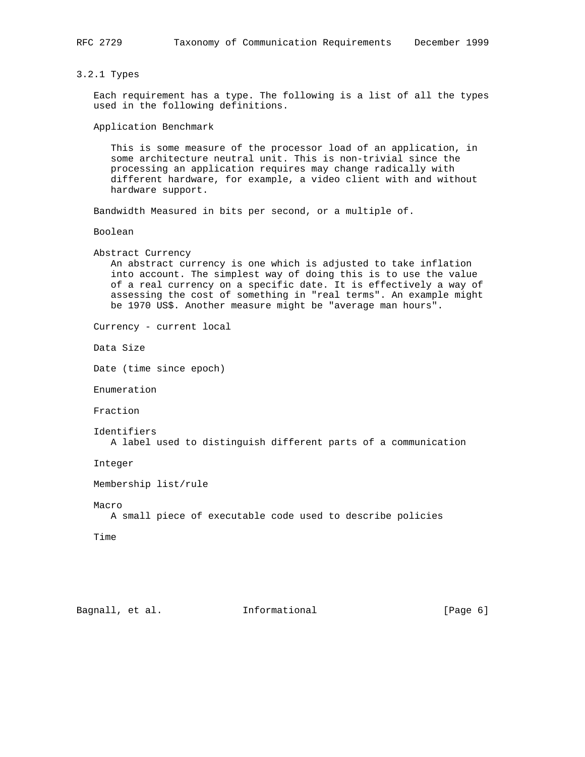### 3.2.1 Types

Each requirement has a type. The following is a list of all the types used in the following definitions.

Application Benchmark

This is some measure of the processor load of an application, in some architecture neutral unit. This is non-trivial since the processing an application requires may change radically with different hardware, for example, a video client with and without hardware support.

Bandwidth Measured in bits per second, or a multiple of.

Boolean

Abstract Currency
An abstract currency is one which is adjusted to take inflation into account. The simplest way of doing this is to use the value of a real currency on a specific date. It is effectively a way of assessing the cost of something in "real terms". An example might be 1970 US$. Another measure might be "average man hours".

Currency - current local

Data Size

Date (time since epoch)

Enumeration

Fraction

Identifiers
A label used to distinguish different parts of a communication

Integer

Membership list/rule

Macro
A small piece of executable code used to describe policies

Time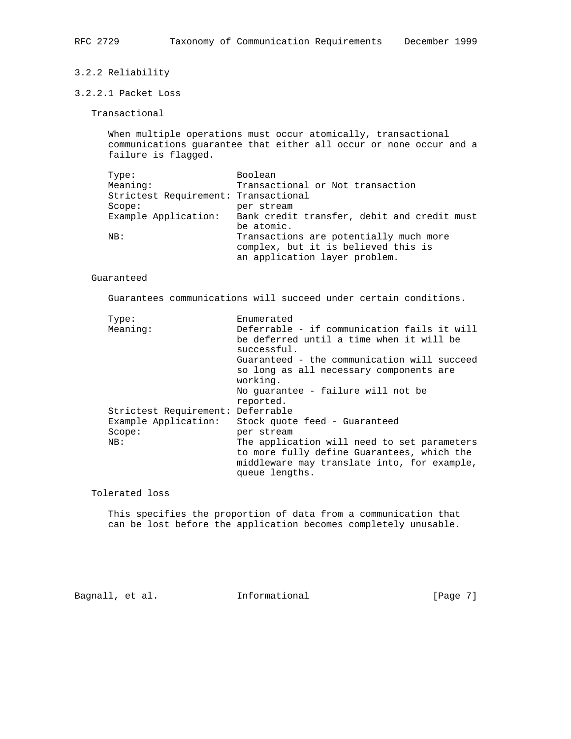### 3.2.2 Reliability

#### 3.2.2.1 Packet Loss

**Transactional**

When multiple operations must occur atomically, transactional communications guarantee that either all occur or none occur and a failure is flagged.

| | |
|---|---|
| Type: | Boolean |
| Meaning: | Transactional or Not transaction |
| Strictest Requirement: | Transactional |
| Scope: | per stream |
| Example Application: | Bank credit transfer, debit and credit must be atomic. |
| NB: | Transactions are potentially much more complex, but it is believed this is an application layer problem. |

**Guaranteed**

Guarantees communications will succeed under certain conditions.

| | |
|---|---|
| Type: | Enumerated |
| Meaning: | Deferrable - if communication fails it will be deferred until a time when it will be successful.<br>Guaranteed - the communication will succeed so long as all necessary components are working.<br>No guarantee - failure will not be reported. |
| Strictest Requirement: | Deferrable |
| Example Application: | Stock quote feed - Guaranteed |
| Scope: | per stream |
| NB: | The application will need to set parameters to more fully define Guarantees, which the middleware may translate into, for example, queue lengths. |

**Tolerated loss**

This specifies the proportion of data from a communication that can be lost before the application becomes completely unusable.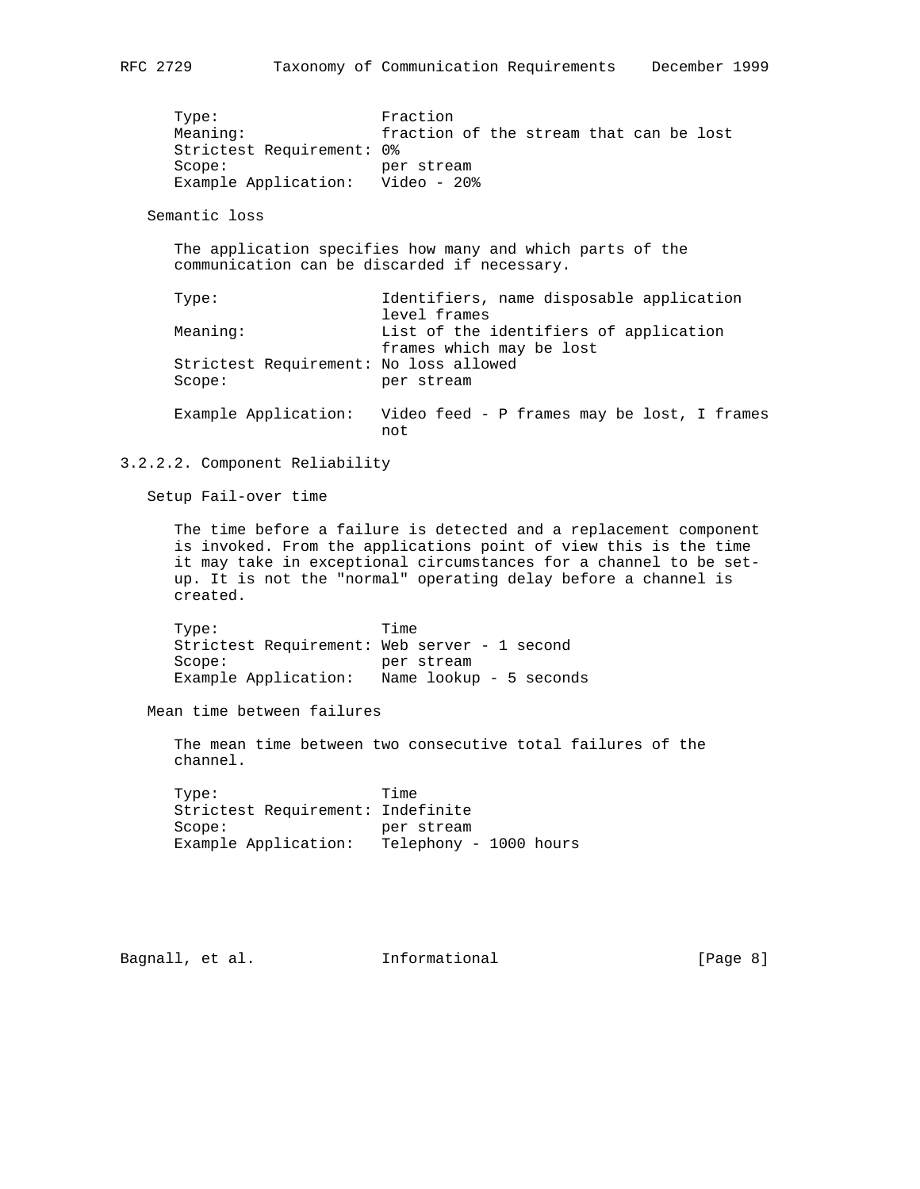| | |
|---|---|
| Type: | Fraction |
| Meaning: | fraction of the stream that can be lost |
| Strictest Requirement: | 0% |
| Scope: | per stream |
| Example Application: | Video - 20% |

Semantic loss

The application specifies how many and which parts of the communication can be discarded if necessary.

| | |
|---|---|
| Type: | Identifiers, name disposable application level frames |
| Meaning: | List of the identifiers of application frames which may be lost |
| Strictest Requirement: | No loss allowed |
| Scope: | per stream |
| Example Application: | Video feed - P frames may be lost, I frames not |

#### 3.2.2.2. Component Reliability

Setup Fail-over time

The time before a failure is detected and a replacement component is invoked. From the applications point of view this is the time it may take in exceptional circumstances for a channel to be set-up. It is not the "normal" operating delay before a channel is created.

| | |
|---|---|
| Type: | Time |
| Strictest Requirement: | Web server - 1 second |
| Scope: | per stream |
| Example Application: | Name lookup - 5 seconds |

Mean time between failures

The mean time between two consecutive total failures of the channel.

| | |
|---|---|
| Type: | Time |
| Strictest Requirement: | Indefinite |
| Scope: | per stream |
| Example Application: | Telephony - 1000 hours |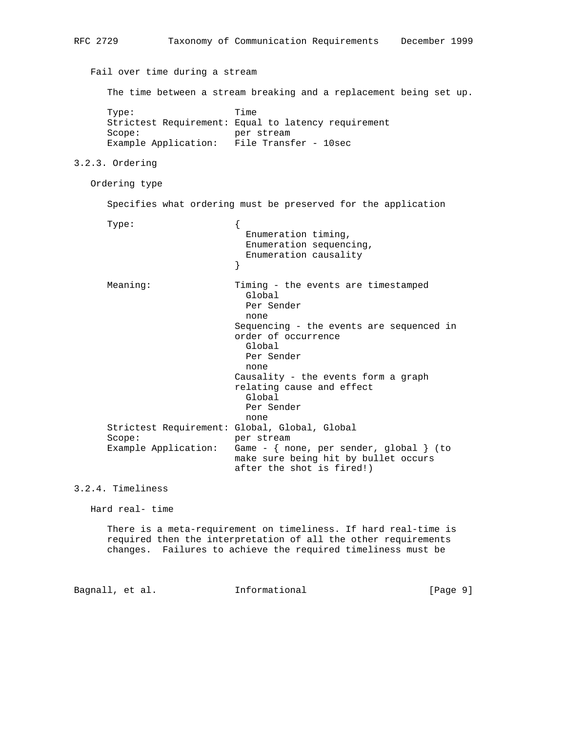Fail over time during a stream

The time between a stream breaking and a replacement being set up.

```
Type:                   Time
Strictest Requirement:  Equal to latency requirement
Scope:                  per stream
Example Application:    File Transfer - 10sec
```

### 3.2.3. Ordering

Ordering type

Specifies what ordering must be preserved for the application

```
Type:                   {
                          Enumeration timing,
                          Enumeration sequencing,
                          Enumeration causality
                        }

Meaning:                Timing - the events are timestamped
                          Global
                          Per Sender
                          none
                        Sequencing - the events are sequenced in
                        order of occurrence
                          Global
                          Per Sender
                          none
                        Causality - the events form a graph
                        relating cause and effect
                          Global
                          Per Sender
                          none
Strictest Requirement:  Global, Global, Global
Scope:                  per stream
Example Application:    Game - { none, per sender, global } (to
                        make sure being hit by bullet occurs
                        after the shot is fired!)
```

### 3.2.4. Timeliness

Hard real- time

There is a meta-requirement on timeliness. If hard real-time is required then the interpretation of all the other requirements changes. Failures to achieve the required timeliness must be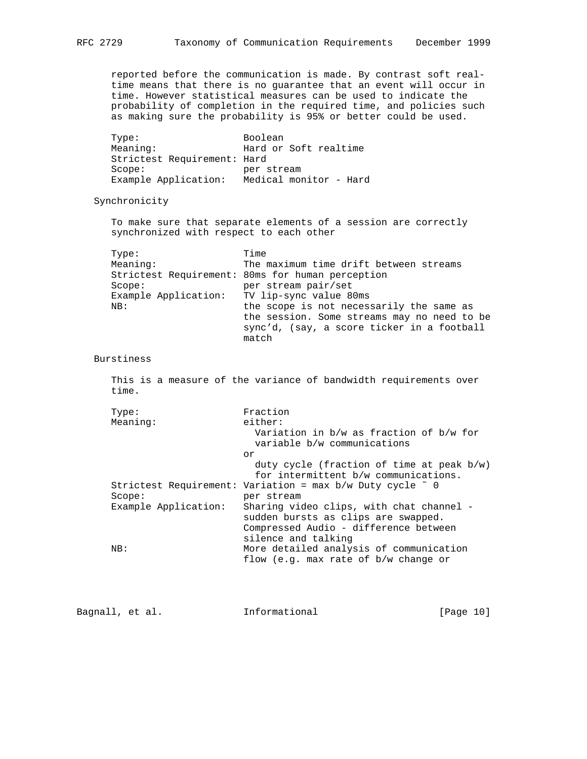reported before the communication is made. By contrast soft real-time means that there is no guarantee that an event will occur in time. However statistical measures can be used to indicate the probability of completion in the required time, and policies such as making sure the probability is 95% or better could be used.

| | |
|---|---|
| Type: | Boolean |
| Meaning: | Hard or Soft realtime |
| Strictest Requirement: | Hard |
| Scope: | per stream |
| Example Application: | Medical monitor - Hard |

### Synchronicity

To make sure that separate elements of a session are correctly synchronized with respect to each other

| | |
|---|---|
| Type: | Time |
| Meaning: | The maximum time drift between streams |
| Strictest Requirement: | 80ms for human perception |
| Scope: | per stream pair/set |
| Example Application: | TV lip-sync value 80ms |
| NB: | the scope is not necessarily the same as the session. Some streams may no need to be sync'd, (say, a score ticker in a football match |

### Burstiness

This is a measure of the variance of bandwidth requirements over time.

| | |
|---|---|
| Type: | Fraction |
| Meaning: | either: Variation in b/w as fraction of b/w for variable b/w communications or duty cycle (fraction of time at peak b/w) for intermittent b/w communications. |
| Strictest Requirement: | Variation = max b/w Duty cycle ~ 0 |
| Scope: | per stream |
| Example Application: | Sharing video clips, with chat channel - sudden bursts as clips are swapped. Compressed Audio - difference between silence and talking |
| NB: | More detailed analysis of communication flow (e.g. max rate of b/w change or |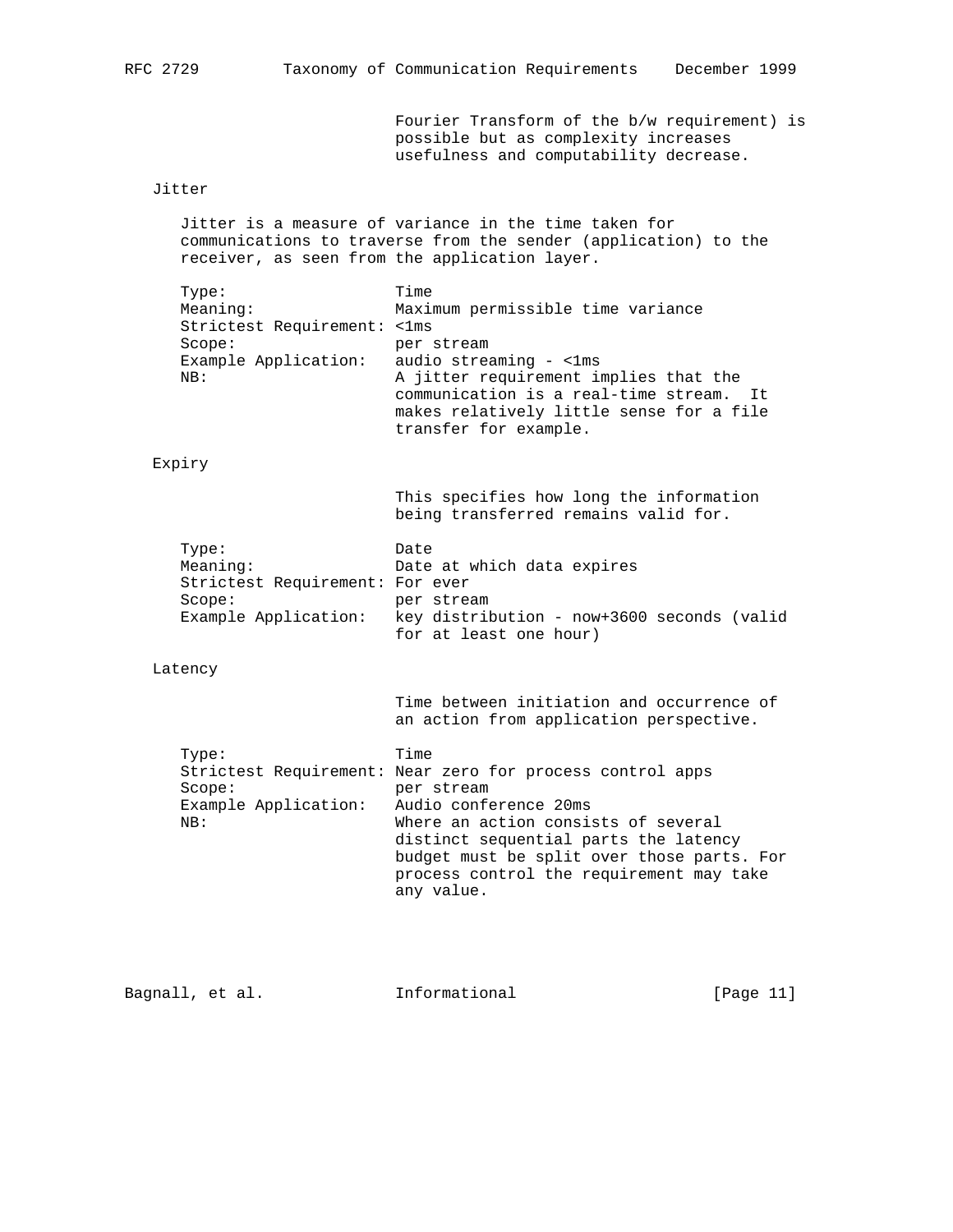Fourier Transform of the b/w requirement) is possible but as complexity increases usefulness and computability decrease.

### Jitter

Jitter is a measure of variance in the time taken for communications to traverse from the sender (application) to the receiver, as seen from the application layer.

```
Type:                   Time
Meaning:                Maximum permissible time variance
Strictest Requirement: <1ms
Scope:                  per stream
Example Application:    audio streaming - <1ms
NB:                     A jitter requirement implies that the
                        communication is a real-time stream.  It
                        makes relatively little sense for a file
                        transfer for example.
```

### Expiry

This specifies how long the information being transferred remains valid for.

```
Type:                   Date
Meaning:                Date at which data expires
Strictest Requirement: For ever
Scope:                  per stream
Example Application:    key distribution - now+3600 seconds (valid
                        for at least one hour)
```

### Latency

Time between initiation and occurrence of an action from application perspective.

```
Type:                   Time
Strictest Requirement: Near zero for process control apps
Scope:                  per stream
Example Application:    Audio conference 20ms
NB:                     Where an action consists of several
                        distinct sequential parts the latency
                        budget must be split over those parts. For
                        process control the requirement may take
                        any value.
```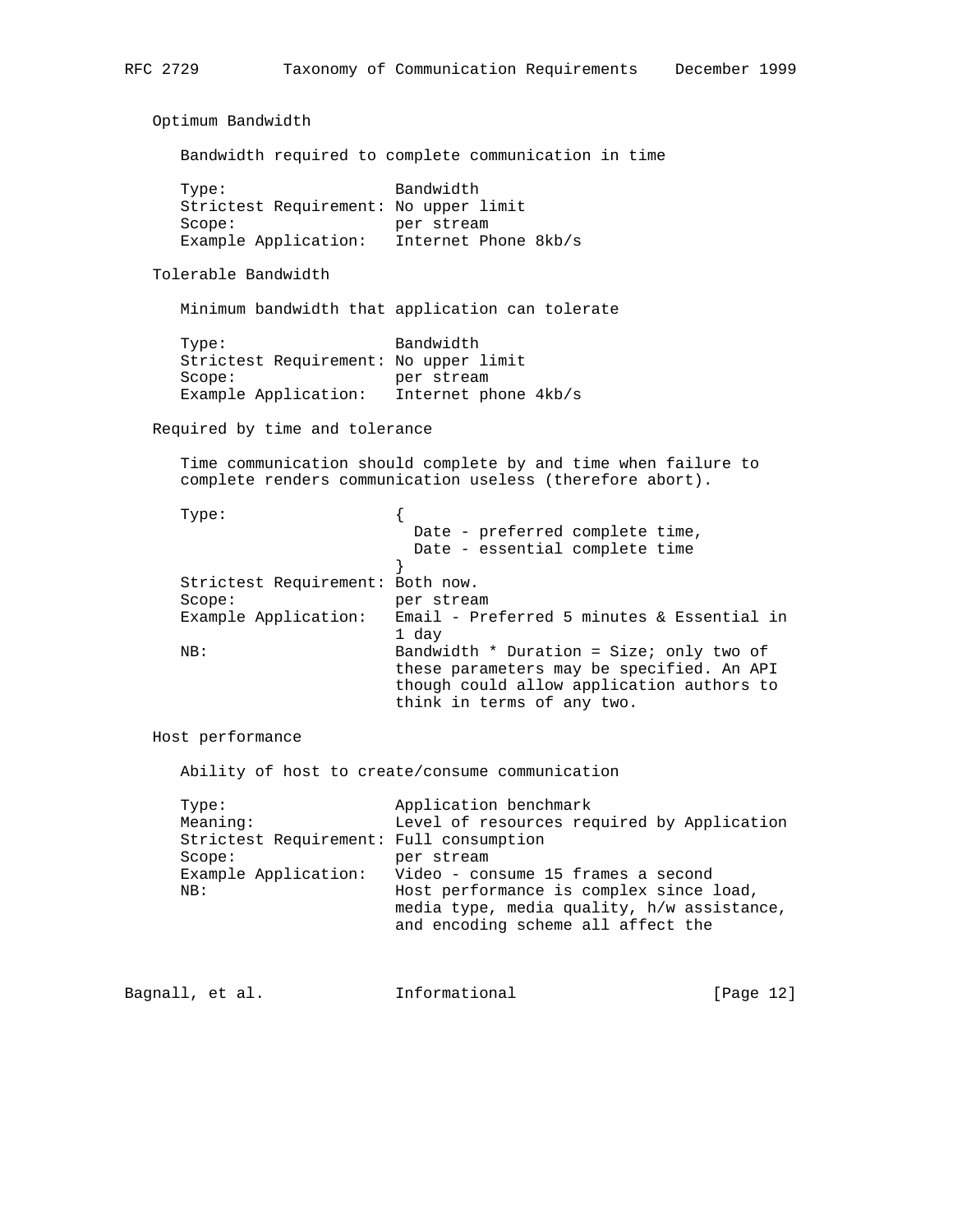### Optimum Bandwidth

Bandwidth required to complete communication in time

| | |
|---|---|
| Type: | Bandwidth |
| Strictest Requirement: | No upper limit |
| Scope: | per stream |
| Example Application: | Internet Phone 8kb/s |

### Tolerable Bandwidth

Minimum bandwidth that application can tolerate

| | |
|---|---|
| Type: | Bandwidth |
| Strictest Requirement: | No upper limit |
| Scope: | per stream |
| Example Application: | Internet phone 4kb/s |

### Required by time and tolerance

Time communication should complete by and time when failure to complete renders communication useless (therefore abort).

| | |
|---|---|
| Type: | { Date - preferred complete time, Date - essential complete time } |
| Strictest Requirement: | Both now. |
| Scope: | per stream |
| Example Application: | Email - Preferred 5 minutes & Essential in 1 day |
| NB: | Bandwidth * Duration = Size; only two of these parameters may be specified. An API though could allow application authors to think in terms of any two. |

### Host performance

Ability of host to create/consume communication

| | |
|---|---|
| Type: | Application benchmark |
| Meaning: | Level of resources required by Application |
| Strictest Requirement: | Full consumption |
| Scope: | per stream |
| Example Application: | Video - consume 15 frames a second |
| NB: | Host performance is complex since load, media type, media quality, h/w assistance, and encoding scheme all affect the |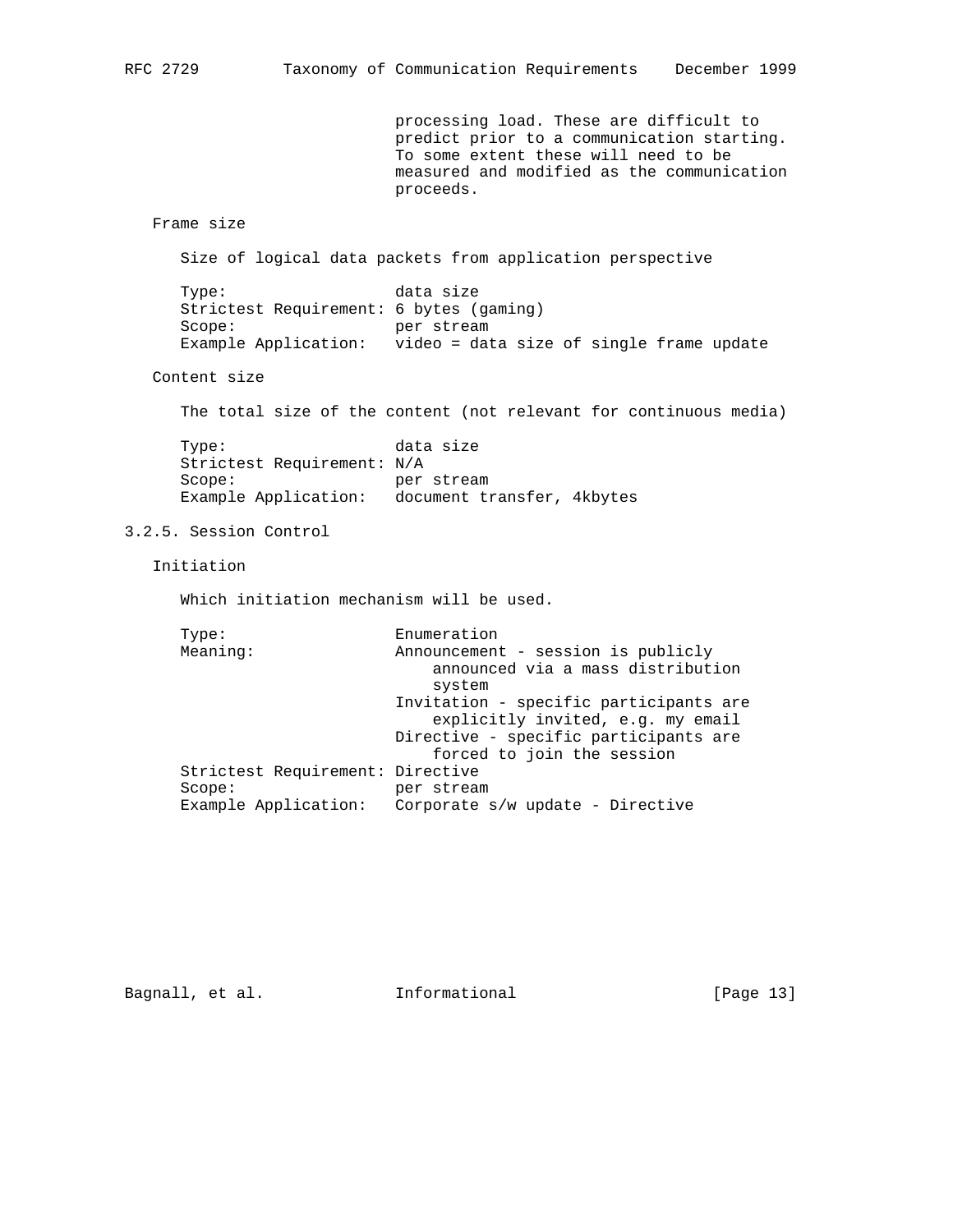processing load. These are difficult to predict prior to a communication starting. To some extent these will need to be measured and modified as the communication proceeds.

Frame size

Size of logical data packets from application perspective

```
Type:                   data size
Strictest Requirement: 6 bytes (gaming)
Scope:                  per stream
Example Application:   video = data size of single frame update
```

Content size

The total size of the content (not relevant for continuous media)

```
Type:                   data size
Strictest Requirement: N/A
Scope:                  per stream
Example Application:   document transfer, 4kbytes
```

### 3.2.5. Session Control

Initiation

Which initiation mechanism will be used.

```
Type:                   Enumeration
Meaning:                Announcement - session is publicly
                            announced via a mass distribution
                            system
                        Invitation - specific participants are
                            explicitly invited, e.g. my email
                        Directive - specific participants are
                            forced to join the session
Strictest Requirement: Directive
Scope:                  per stream
Example Application:   Corporate s/w update - Directive
```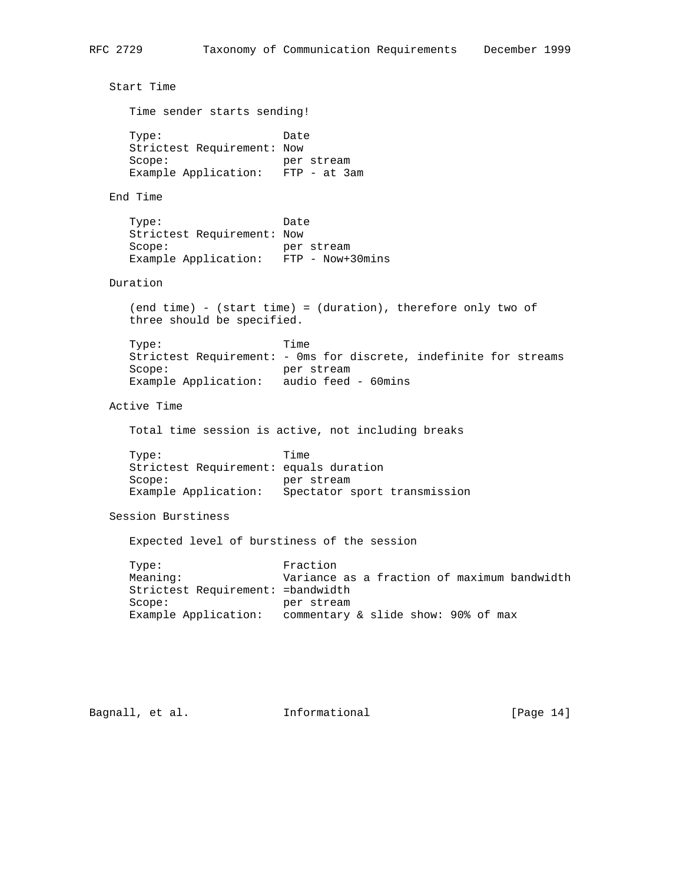### Start Time

Time sender starts sending!

```
Type:                   Date
Strictest Requirement:  Now
Scope:                  per stream
Example Application:    FTP - at 3am
```

### End Time

```
Type:                   Date
Strictest Requirement:  Now
Scope:                  per stream
Example Application:    FTP - Now+30mins
```

### Duration

(end time) - (start time) = (duration), therefore only two of three should be specified.

```
Type:                   Time
Strictest Requirement:  - 0ms for discrete, indefinite for streams
Scope:                  per stream
Example Application:    audio feed - 60mins
```

### Active Time

Total time session is active, not including breaks

```
Type:                   Time
Strictest Requirement:  equals duration
Scope:                  per stream
Example Application:    Spectator sport transmission
```

### Session Burstiness

Expected level of burstiness of the session

```
Type:                   Fraction
Meaning:                Variance as a fraction of maximum bandwidth
Strictest Requirement:  =bandwidth
Scope:                  per stream
Example Application:    commentary & slide show: 90% of max
```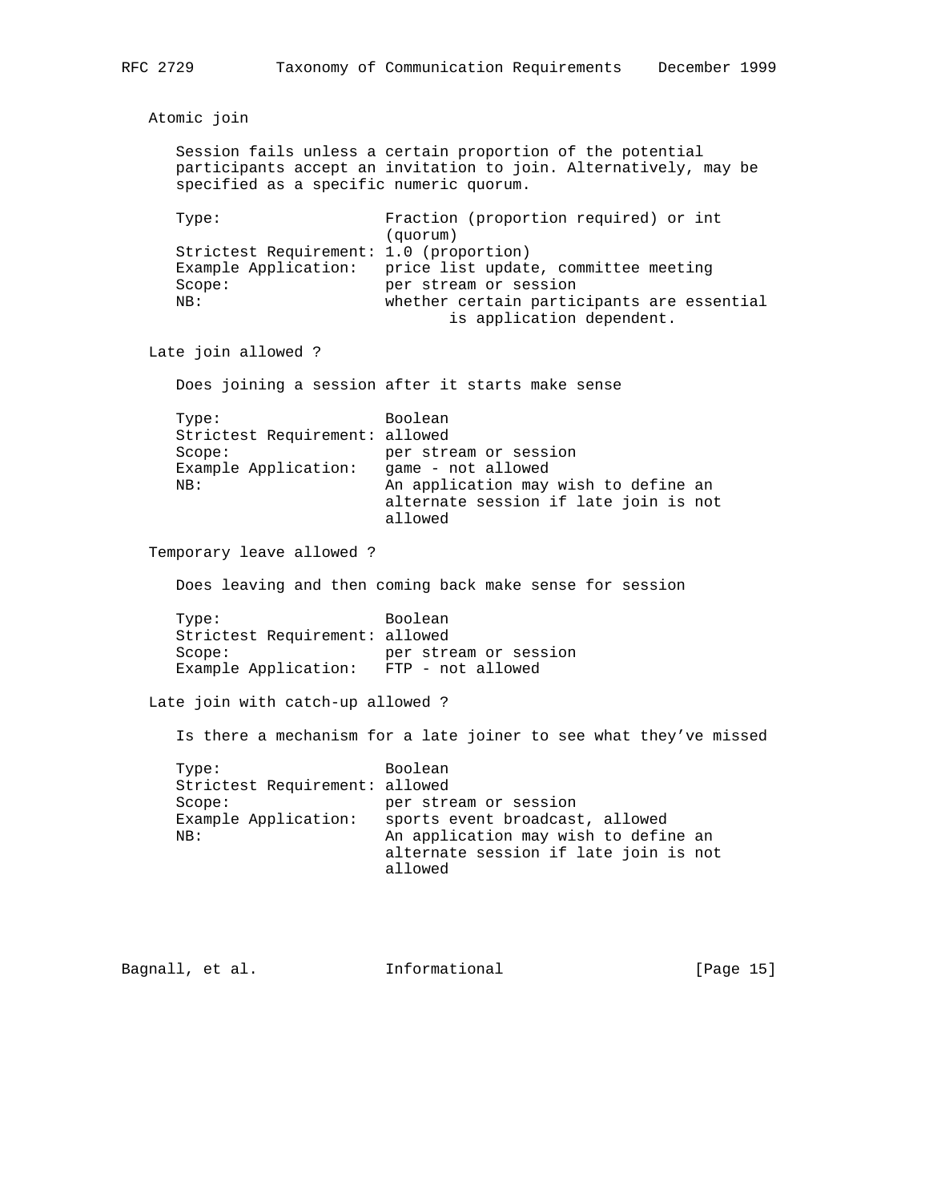### Atomic join

Session fails unless a certain proportion of the potential participants accept an invitation to join. Alternatively, may be specified as a specific numeric quorum.

```
Type:                   Fraction (proportion required) or int
                        (quorum)
Strictest Requirement: 1.0 (proportion)
Example Application:   price list update, committee meeting
Scope:                 per stream or session
NB:                    whether certain participants are essential
                              is application dependent.
```

### Late join allowed ?

Does joining a session after it starts make sense

```
Type:                  Boolean
Strictest Requirement: allowed
Scope:                 per stream or session
Example Application:   game - not allowed
NB:                    An application may wish to define an
                       alternate session if late join is not
                       allowed
```

### Temporary leave allowed ?

Does leaving and then coming back make sense for session

```
Type:                  Boolean
Strictest Requirement: allowed
Scope:                 per stream or session
Example Application:   FTP - not allowed
```

### Late join with catch-up allowed ?

Is there a mechanism for a late joiner to see what they've missed

```
Type:                  Boolean
Strictest Requirement: allowed
Scope:                 per stream or session
Example Application:   sports event broadcast, allowed
NB:                    An application may wish to define an
                       alternate session if late join is not
                       allowed
```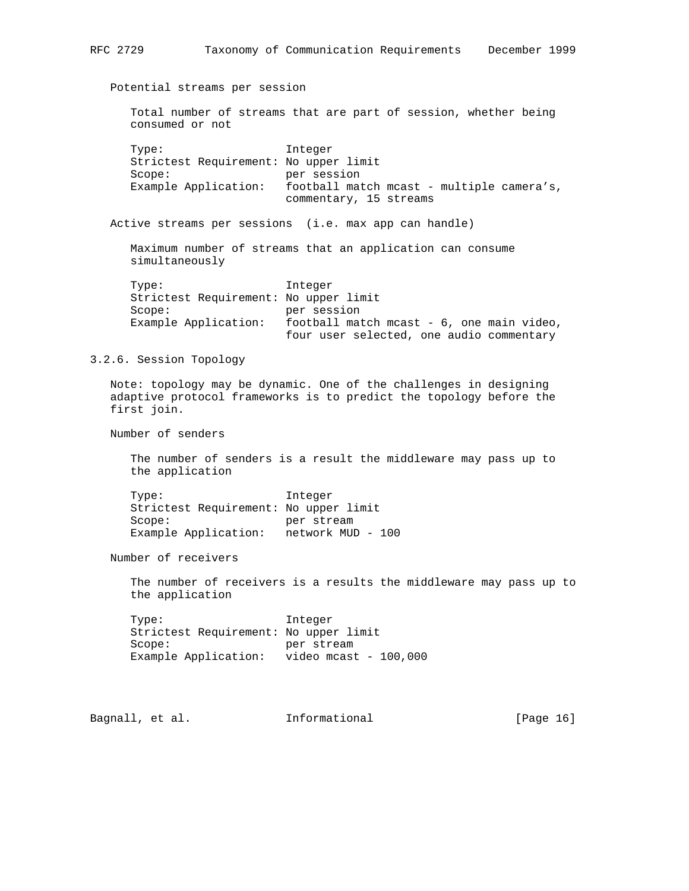Potential streams per session

Total number of streams that are part of session, whether being consumed or not

```
Type:                   Integer
Strictest Requirement: No upper limit
Scope:                  per session
Example Application:   football match mcast - multiple camera's,
                        commentary, 15 streams
```

Active streams per sessions  (i.e. max app can handle)

Maximum number of streams that an application can consume simultaneously

```
Type:                   Integer
Strictest Requirement: No upper limit
Scope:                  per session
Example Application:   football match mcast - 6, one main video,
                        four user selected, one audio commentary
```

### 3.2.6. Session Topology

Note: topology may be dynamic. One of the challenges in designing adaptive protocol frameworks is to predict the topology before the first join.

Number of senders

The number of senders is a result the middleware may pass up to the application

```
Type:                   Integer
Strictest Requirement: No upper limit
Scope:                  per stream
Example Application:   network MUD - 100
```

Number of receivers

The number of receivers is a results the middleware may pass up to the application

```
Type:                   Integer
Strictest Requirement: No upper limit
Scope:                  per stream
Example Application:   video mcast - 100,000
```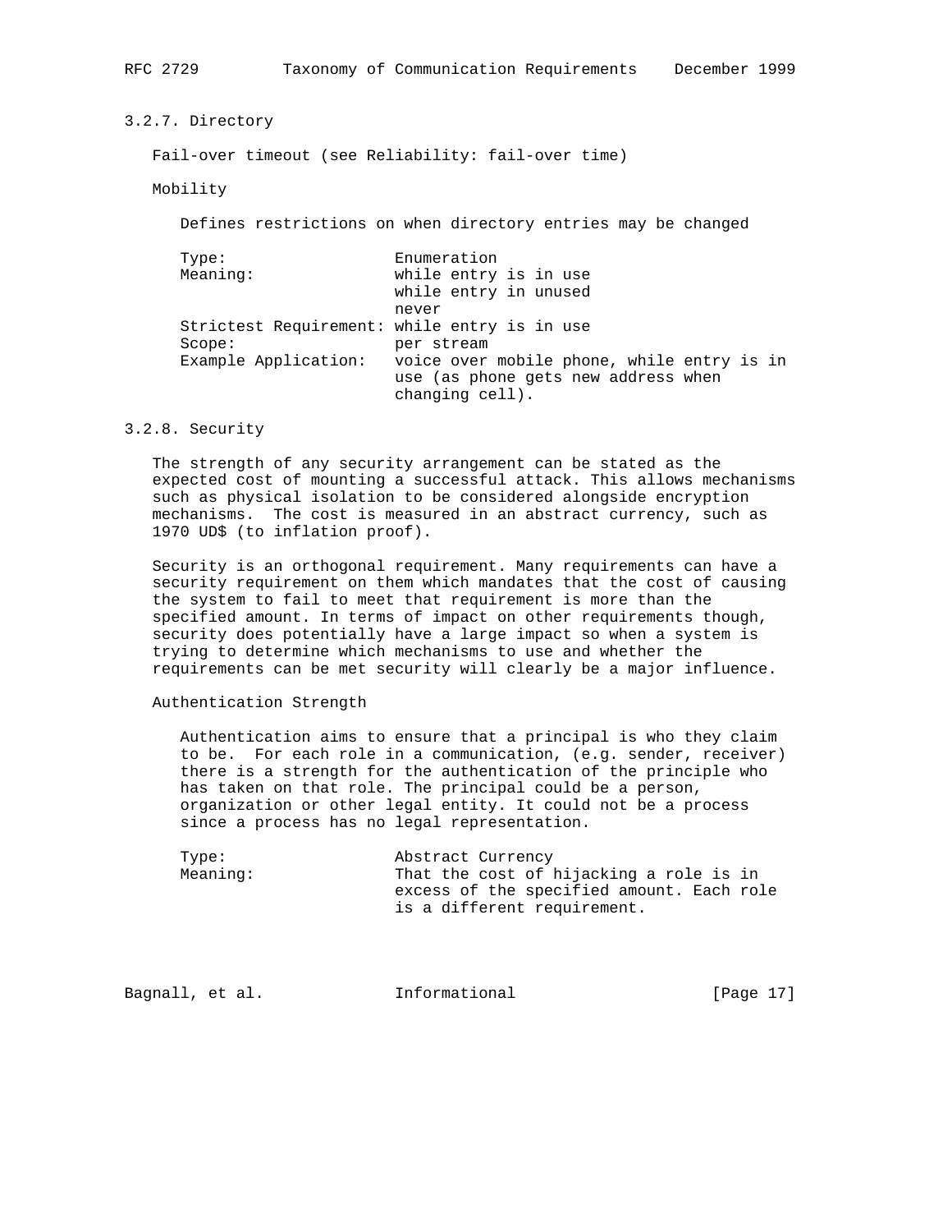### 3.2.7. Directory

Fail-over timeout (see Reliability: fail-over time)

Mobility

Defines restrictions on when directory entries may be changed

| | |
|---|---|
| Type: | Enumeration |
| Meaning: | while entry is in use<br>while entry in unused<br>never |
| Strictest Requirement: | while entry is in use |
| Scope: | per stream |
| Example Application: | voice over mobile phone, while entry is in use (as phone gets new address when changing cell). |

### 3.2.8. Security

The strength of any security arrangement can be stated as the expected cost of mounting a successful attack. This allows mechanisms such as physical isolation to be considered alongside encryption mechanisms. The cost is measured in an abstract currency, such as 1970 UD$ (to inflation proof).

Security is an orthogonal requirement. Many requirements can have a security requirement on them which mandates that the cost of causing the system to fail to meet that requirement is more than the specified amount. In terms of impact on other requirements though, security does potentially have a large impact so when a system is trying to determine which mechanisms to use and whether the requirements can be met security will clearly be a major influence.

Authentication Strength

Authentication aims to ensure that a principal is who they claim to be. For each role in a communication, (e.g. sender, receiver) there is a strength for the authentication of the principle who has taken on that role. The principal could be a person, organization or other legal entity. It could not be a process since a process has no legal representation.

| | |
|---|---|
| Type: | Abstract Currency |
| Meaning: | That the cost of hijacking a role is in excess of the specified amount. Each role is a different requirement. |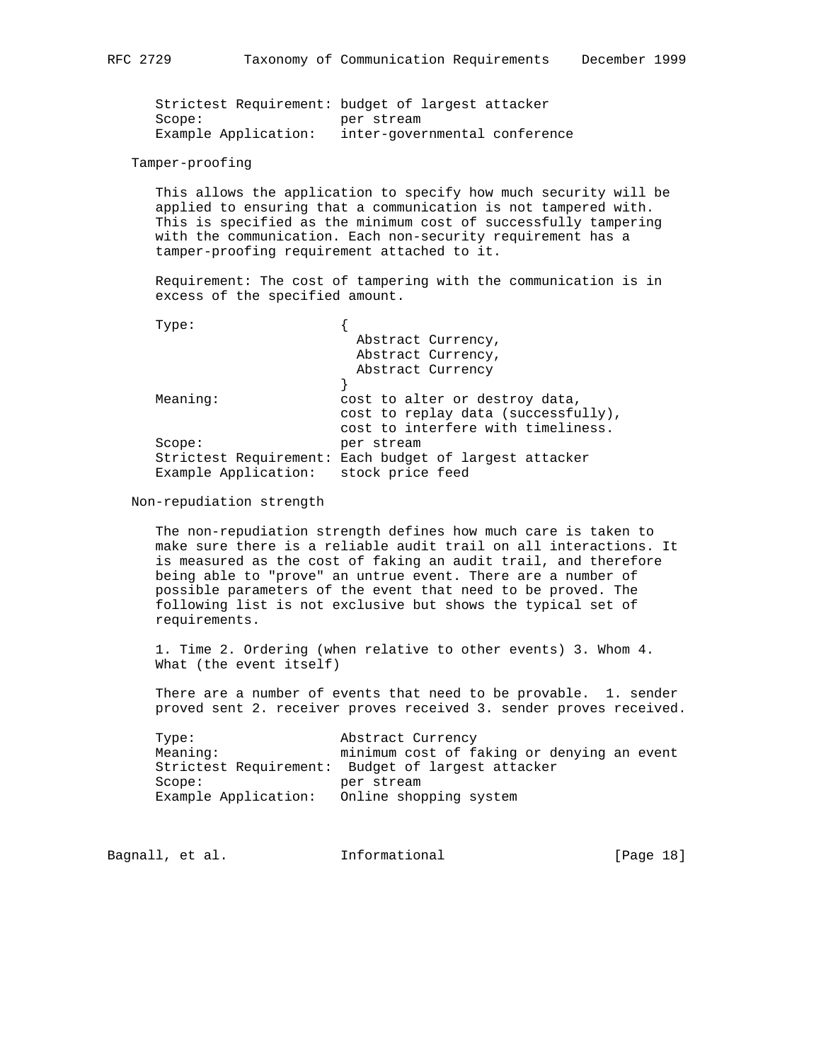Strictest Requirement: budget of largest attacker
Scope: per stream
Example Application: inter-governmental conference

### Tamper-proofing

This allows the application to specify how much security will be applied to ensuring that a communication is not tampered with. This is specified as the minimum cost of successfully tampering with the communication. Each non-security requirement has a tamper-proofing requirement attached to it.

Requirement: The cost of tampering with the communication is in excess of the specified amount.

```
Type:                   {
                          Abstract Currency,
                          Abstract Currency,
                          Abstract Currency
                        }
Meaning:                cost to alter or destroy data,
                        cost to replay data (successfully),
                        cost to interfere with timeliness.
Scope:                  per stream
Strictest Requirement: Each budget of largest attacker
Example Application:   stock price feed
```

### Non-repudiation strength

The non-repudiation strength defines how much care is taken to make sure there is a reliable audit trail on all interactions. It is measured as the cost of faking an audit trail, and therefore being able to "prove" an untrue event. There are a number of possible parameters of the event that need to be proved. The following list is not exclusive but shows the typical set of requirements.

1. Time 2. Ordering (when relative to other events) 3. Whom 4. What (the event itself)

There are a number of events that need to be provable. 1. sender proved sent 2. receiver proves received 3. sender proves received.

```
Type:                   Abstract Currency
Meaning:                minimum cost of faking or denying an event
Strictest Requirement:  Budget of largest attacker
Scope:                  per stream
Example Application:   Online shopping system
```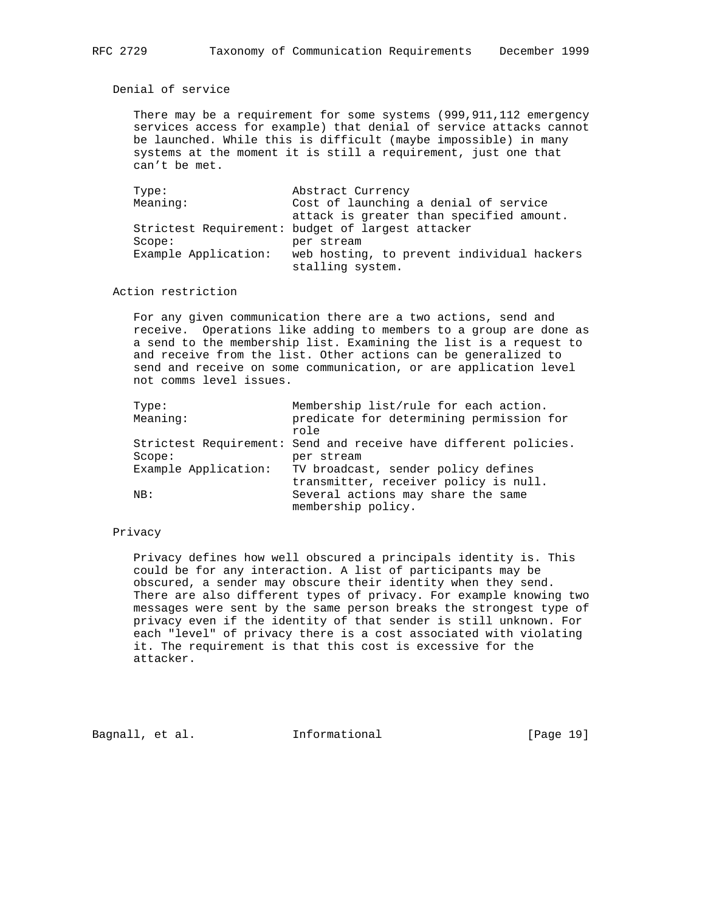### Denial of service

There may be a requirement for some systems (999,911,112 emergency services access for example) that denial of service attacks cannot be launched. While this is difficult (maybe impossible) in many systems at the moment it is still a requirement, just one that can't be met.

| | |
|---|---|
| Type: | Abstract Currency |
| Meaning: | Cost of launching a denial of service attack is greater than specified amount. |
| Strictest Requirement: | budget of largest attacker |
| Scope: | per stream |
| Example Application: | web hosting, to prevent individual hackers stalling system. |

### Action restriction

For any given communication there are a two actions, send and receive. Operations like adding to members to a group are done as a send to the membership list. Examining the list is a request to and receive from the list. Other actions can be generalized to send and receive on some communication, or are application level not comms level issues.

| | |
|---|---|
| Type: | Membership list/rule for each action. |
| Meaning: | predicate for determining permission for role |
| Strictest Requirement: | Send and receive have different policies. |
| Scope: | per stream |
| Example Application: | TV broadcast, sender policy defines transmitter, receiver policy is null. |
| NB: | Several actions may share the same membership policy. |

### Privacy

Privacy defines how well obscured a principals identity is. This could be for any interaction. A list of participants may be obscured, a sender may obscure their identity when they send. There are also different types of privacy. For example knowing two messages were sent by the same person breaks the strongest type of privacy even if the identity of that sender is still unknown. For each "level" of privacy there is a cost associated with violating it. The requirement is that this cost is excessive for the attacker.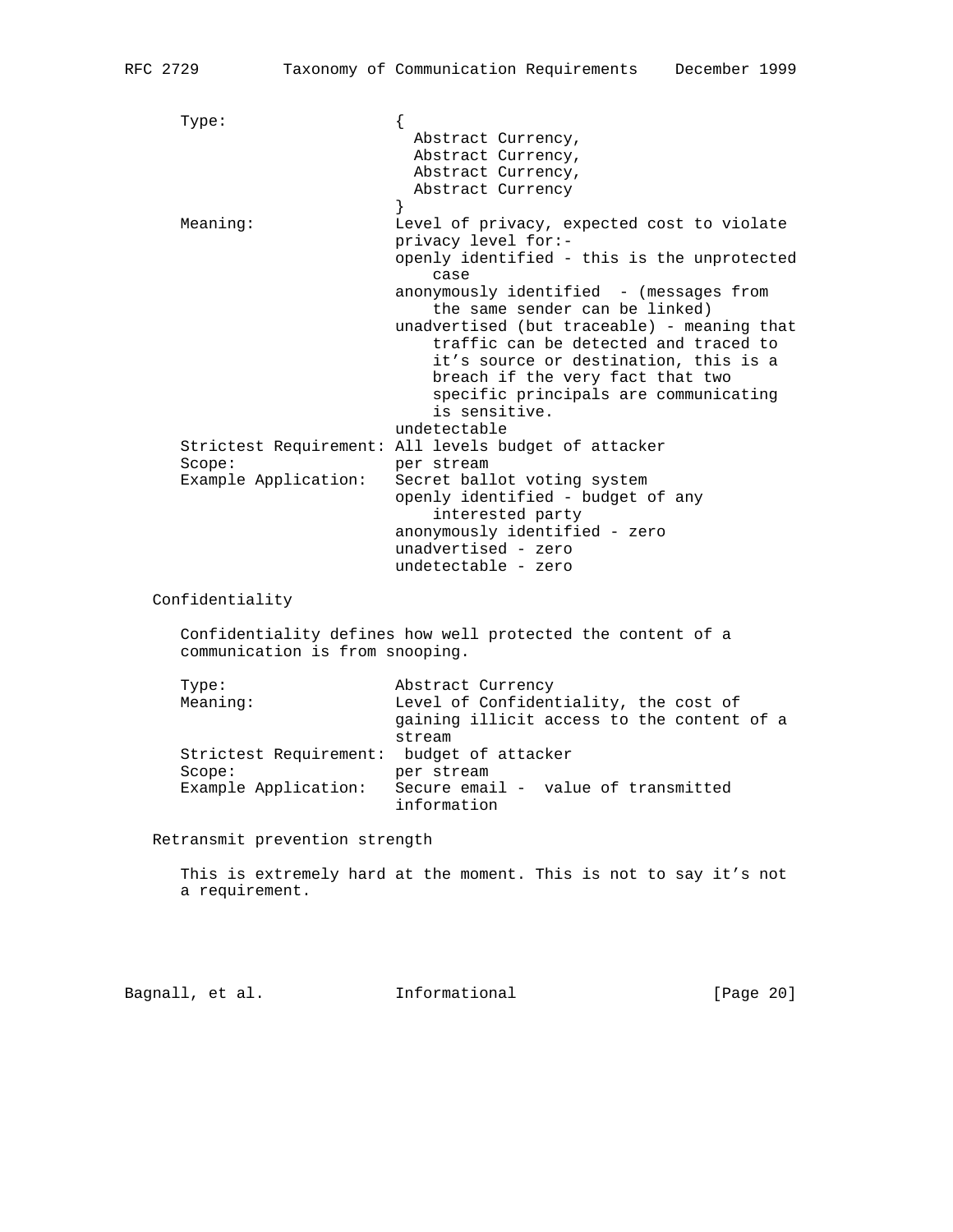```
      Type:                   {
                                Abstract Currency,
                                Abstract Currency,
                                Abstract Currency,
                                Abstract Currency
                              }
      Meaning:                Level of privacy, expected cost to violate
                              privacy level for:-
                              openly identified - this is the unprotected
                                  case
                              anonymously identified  - (messages from
                                  the same sender can be linked)
                              unadvertised (but traceable) - meaning that
                                  traffic can be detected and traced to
                                  it's source or destination, this is a
                                  breach if the very fact that two
                                  specific principals are communicating
                                  is sensitive.
                              undetectable
      Strictest Requirement: All levels budget of attacker
      Scope:                  per stream
      Example Application:   Secret ballot voting system
                              openly identified - budget of any
                                  interested party
                              anonymously identified - zero
                              unadvertised - zero
                              undetectable - zero
```

## Confidentiality

Confidentiality defines how well protected the content of a communication is from snooping.

```
      Type:                   Abstract Currency
      Meaning:                Level of Confidentiality, the cost of
                              gaining illicit access to the content of a
                              stream
      Strictest Requirement:  budget of attacker
      Scope:                  per stream
      Example Application:   Secure email -  value of transmitted
                              information
```

## Retransmit prevention strength

This is extremely hard at the moment. This is not to say it's not a requirement.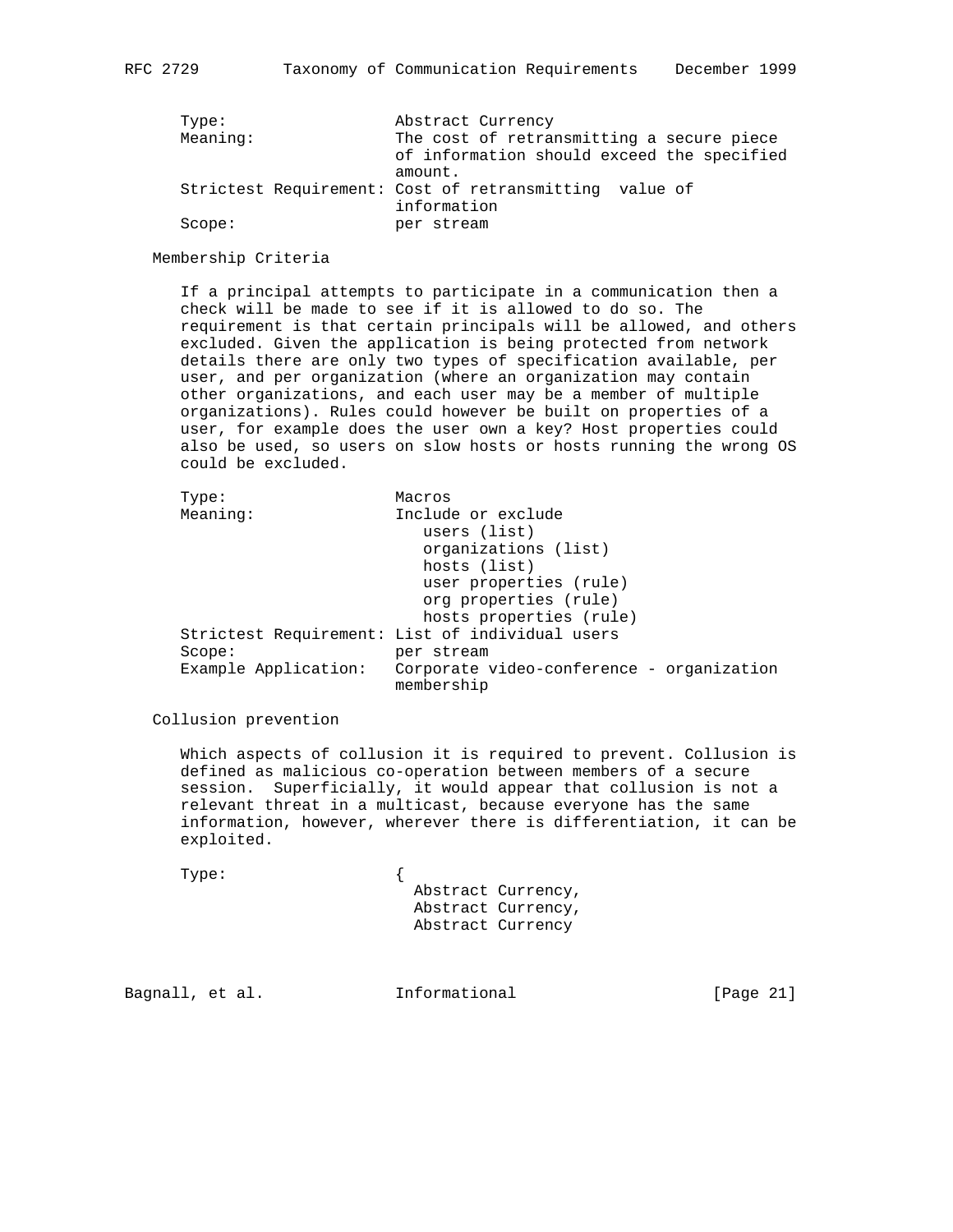```
Type:                  Abstract Currency
Meaning:               The cost of retransmitting a secure piece
                       of information should exceed the specified
                       amount.
Strictest Requirement: Cost of retransmitting  value of
                       information
Scope:                 per stream
```

### Membership Criteria

If a principal attempts to participate in a communication then a check will be made to see if it is allowed to do so. The requirement is that certain principals will be allowed, and others excluded. Given the application is being protected from network details there are only two types of specification available, per user, and per organization (where an organization may contain other organizations, and each user may be a member of multiple organizations). Rules could however be built on properties of a user, for example does the user own a key? Host properties could also be used, so users on slow hosts or hosts running the wrong OS could be excluded.

```
Type:                  Macros
Meaning:               Include or exclude
                          users (list)
                          organizations (list)
                          hosts (list)
                          user properties (rule)
                          org properties (rule)
                          hosts properties (rule)
Strictest Requirement: List of individual users
Scope:                 per stream
Example Application:   Corporate video-conference - organization
                       membership
```

### Collusion prevention

Which aspects of collusion it is required to prevent. Collusion is defined as malicious co-operation between members of a secure session.  Superficially, it would appear that collusion is not a relevant threat in a multicast, because everyone has the same information, however, wherever there is differentiation, it can be exploited.

```
Type:                  {
                         Abstract Currency,
                         Abstract Currency,
                         Abstract Currency
```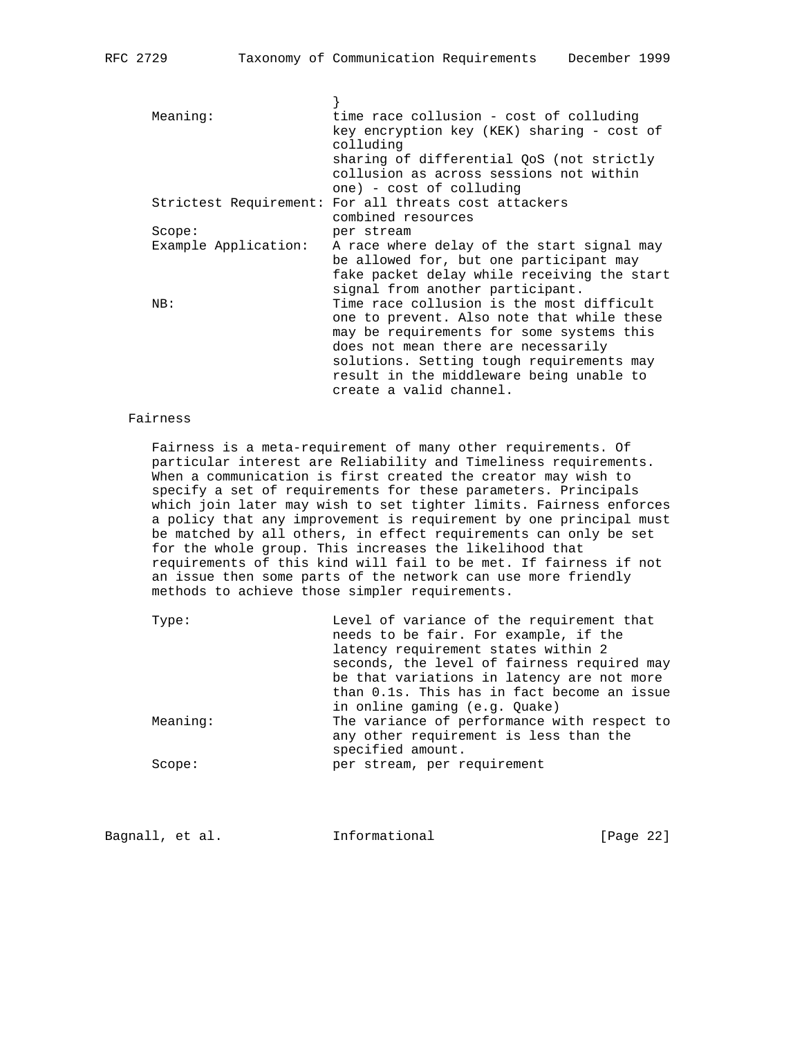}

| | |
|---|---|
| Meaning: | time race collusion - cost of colluding<br>key encryption key (KEK) sharing - cost of colluding<br>sharing of differential QoS (not strictly collusion as across sessions not within one) - cost of colluding |
| Strictest Requirement: | For all threats cost attackers combined resources |
| Scope: | per stream |
| Example Application: | A race where delay of the start signal may be allowed for, but one participant may fake packet delay while receiving the start signal from another participant. |
| NB: | Time race collusion is the most difficult one to prevent. Also note that while these may be requirements for some systems this does not mean there are necessarily solutions. Setting tough requirements may result in the middleware being unable to create a valid channel. |

### Fairness

Fairness is a meta-requirement of many other requirements. Of particular interest are Reliability and Timeliness requirements. When a communication is first created the creator may wish to specify a set of requirements for these parameters. Principals which join later may wish to set tighter limits. Fairness enforces a policy that any improvement is requirement by one principal must be matched by all others, in effect requirements can only be set for the whole group. This increases the likelihood that requirements of this kind will fail to be met. If fairness if not an issue then some parts of the network can use more friendly methods to achieve those simpler requirements.

| | |
|---|---|
| Type: | Level of variance of the requirement that needs to be fair. For example, if the latency requirement states within 2 seconds, the level of fairness required may be that variations in latency are not more than 0.1s. This has in fact become an issue in online gaming (e.g. Quake) |
| Meaning: | The variance of performance with respect to any other requirement is less than the specified amount. |
| Scope: | per stream, per requirement |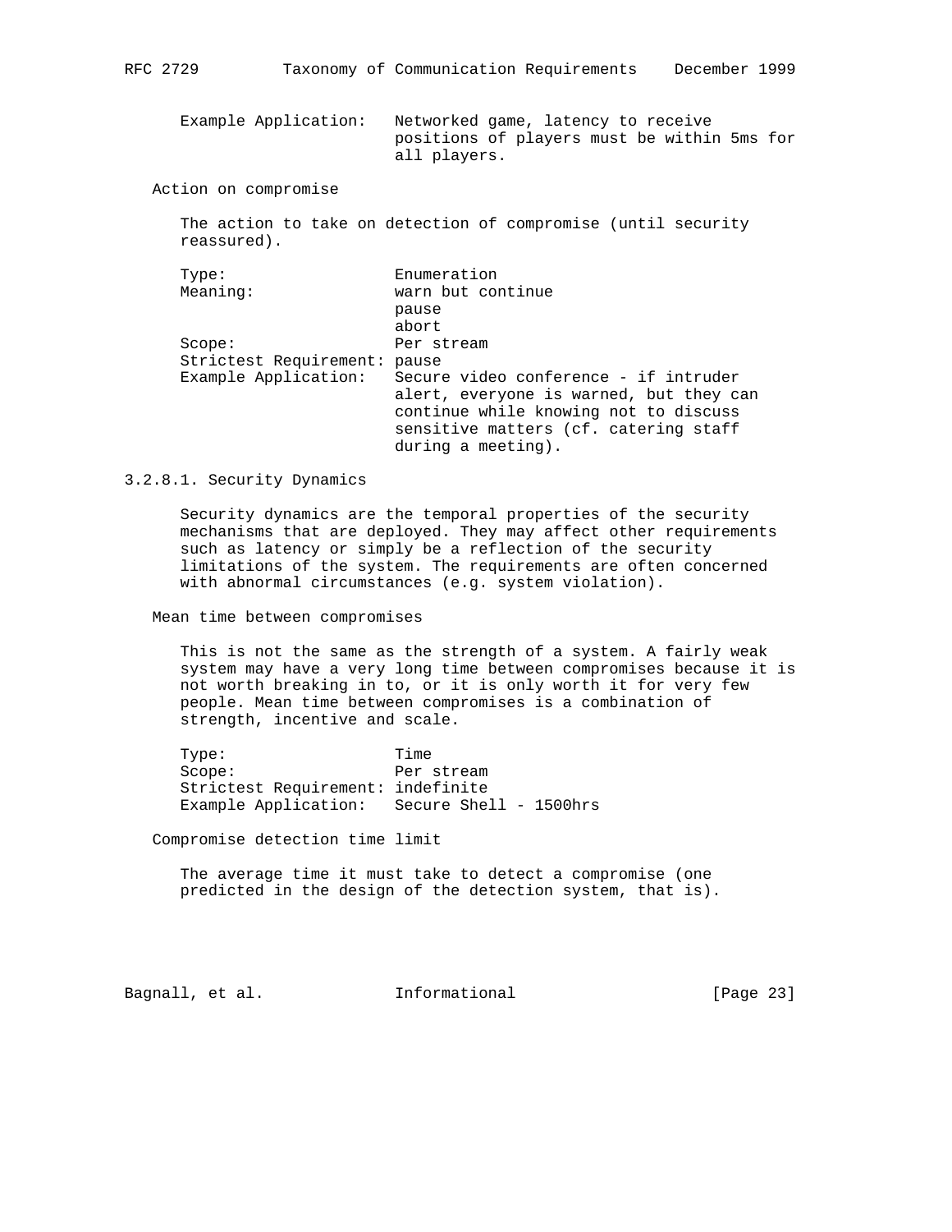| | |
|---|---|
| Example Application: | Networked game, latency to receive positions of players must be within 5ms for all players. |

Action on compromise

The action to take on detection of compromise (until security reassured).

| | |
|---|---|
| Type: | Enumeration |
| Meaning: | warn but continue<br>pause<br>abort |
| Scope: | Per stream |
| Strictest Requirement: | pause |
| Example Application: | Secure video conference - if intruder alert, everyone is warned, but they can continue while knowing not to discuss sensitive matters (cf. catering staff during a meeting). |

### 3.2.8.1. Security Dynamics

Security dynamics are the temporal properties of the security mechanisms that are deployed. They may affect other requirements such as latency or simply be a reflection of the security limitations of the system. The requirements are often concerned with abnormal circumstances (e.g. system violation).

Mean time between compromises

This is not the same as the strength of a system. A fairly weak system may have a very long time between compromises because it is not worth breaking in to, or it is only worth it for very few people. Mean time between compromises is a combination of strength, incentive and scale.

| | |
|---|---|
| Type: | Time |
| Scope: | Per stream |
| Strictest Requirement: | indefinite |
| Example Application: | Secure Shell - 1500hrs |

Compromise detection time limit

The average time it must take to detect a compromise (one predicted in the design of the detection system, that is).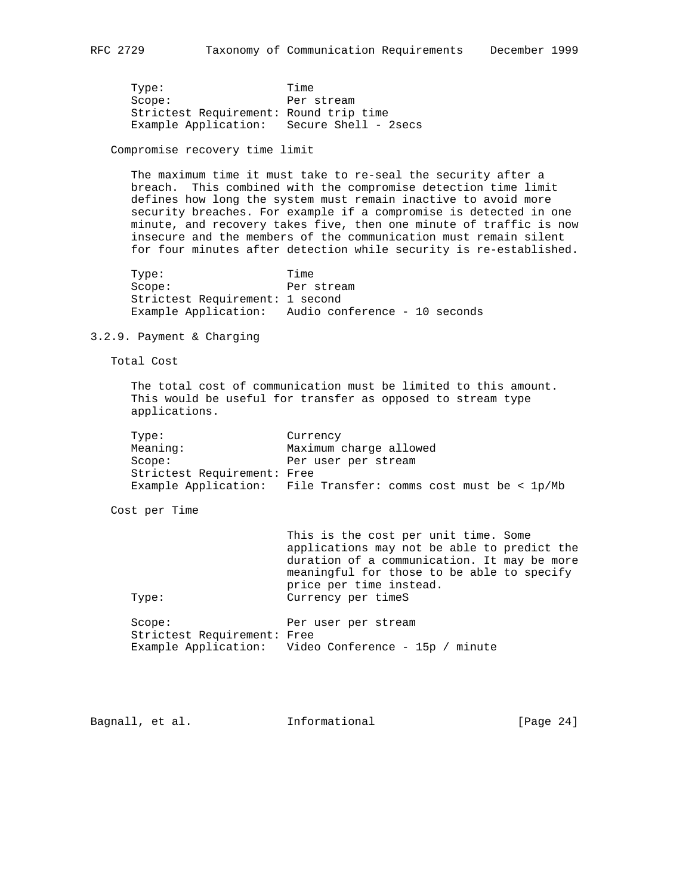Type: Time
Scope: Per stream
Strictest Requirement: Round trip time
Example Application: Secure Shell - 2secs

Compromise recovery time limit

The maximum time it must take to re-seal the security after a breach. This combined with the compromise detection time limit defines how long the system must remain inactive to avoid more security breaches. For example if a compromise is detected in one minute, and recovery takes five, then one minute of traffic is now insecure and the members of the communication must remain silent for four minutes after detection while security is re-established.

Type: Time
Scope: Per stream
Strictest Requirement: 1 second
Example Application: Audio conference - 10 seconds

### 3.2.9. Payment & Charging

Total Cost

The total cost of communication must be limited to this amount. This would be useful for transfer as opposed to stream type applications.

Type: Currency
Meaning: Maximum charge allowed
Scope: Per user per stream
Strictest Requirement: Free
Example Application: File Transfer: comms cost must be < 1p/Mb

Cost per Time

This is the cost per unit time. Some applications may not be able to predict the duration of a communication. It may be more meaningful for those to be able to specify price per time instead.
Type: Currency per timeS

Scope: Per user per stream
Strictest Requirement: Free
Example Application: Video Conference - 15p / minute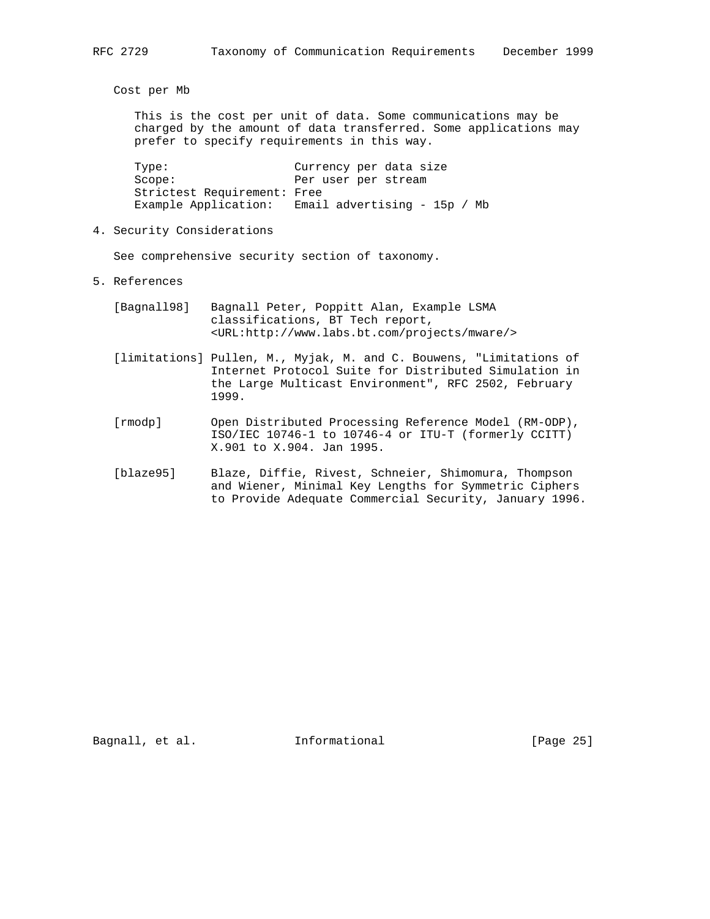### Cost per Mb

This is the cost per unit of data. Some communications may be charged by the amount of data transferred. Some applications may prefer to specify requirements in this way.

```
Type:                   Currency per data size
Scope:                  Per user per stream
Strictest Requirement: Free
Example Application:   Email advertising - 15p / Mb
```

## 4. Security Considerations

See comprehensive security section of taxonomy.

## 5. References

[Bagnall98] Bagnall Peter, Poppitt Alan, Example LSMA classifications, BT Tech report, <URL:http://www.labs.bt.com/projects/mware/>

[limitations] Pullen, M., Myjak, M. and C. Bouwens, "Limitations of Internet Protocol Suite for Distributed Simulation in the Large Multicast Environment", RFC 2502, February 1999.

[rmodp] Open Distributed Processing Reference Model (RM-ODP), ISO/IEC 10746-1 to 10746-4 or ITU-T (formerly CCITT) X.901 to X.904. Jan 1995.

[blaze95] Blaze, Diffie, Rivest, Schneier, Shimomura, Thompson and Wiener, Minimal Key Lengths for Symmetric Ciphers to Provide Adequate Commercial Security, January 1996.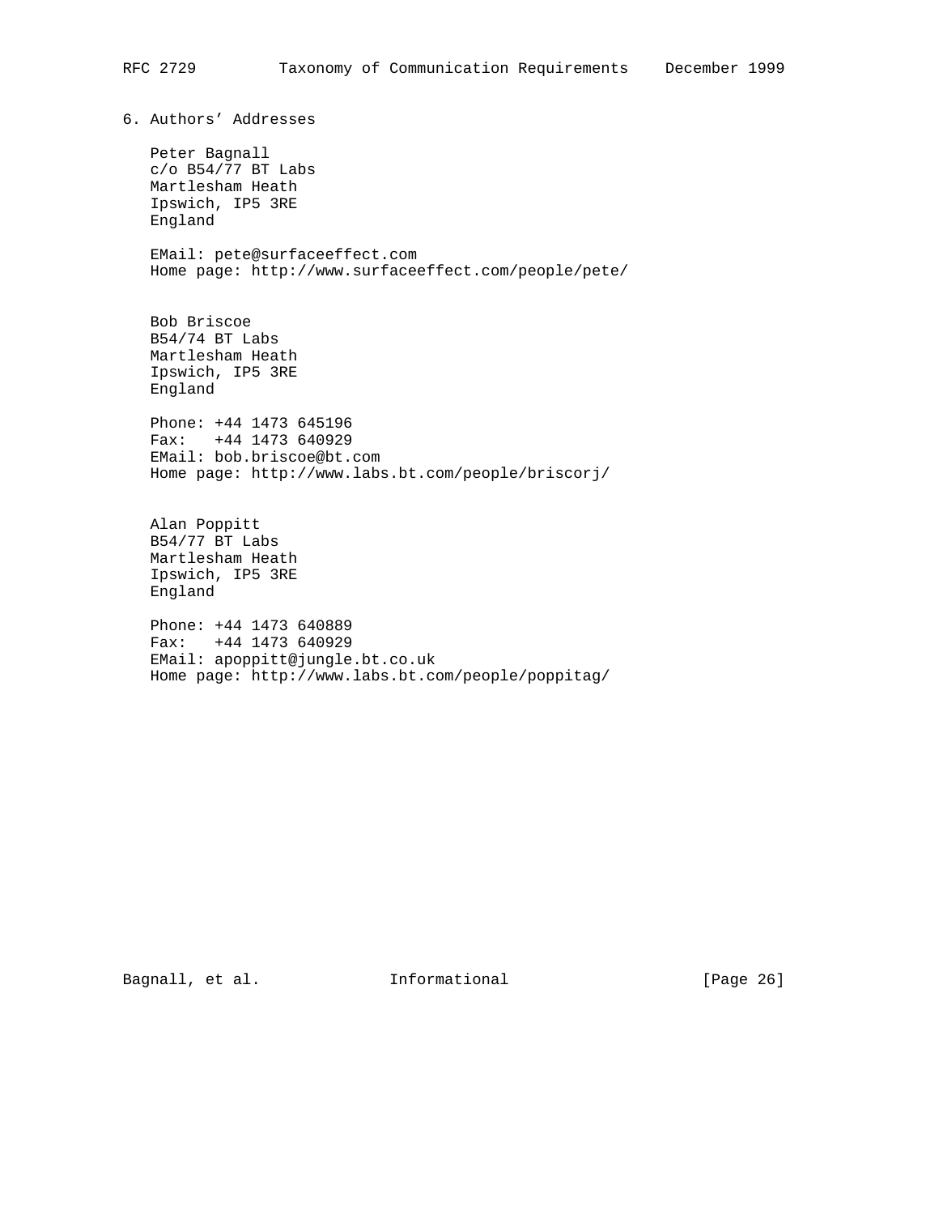## 6. Authors' Addresses

Peter Bagnall
c/o B54/77 BT Labs
Martlesham Heath
Ipswich, IP5 3RE
England

EMail: pete@surfaceeffect.com
Home page: http://www.surfaceeffect.com/people/pete/

Bob Briscoe
B54/74 BT Labs
Martlesham Heath
Ipswich, IP5 3RE
England

Phone: +44 1473 645196
Fax: +44 1473 640929
EMail: bob.briscoe@bt.com
Home page: http://www.labs.bt.com/people/briscorj/

Alan Poppitt
B54/77 BT Labs
Martlesham Heath
Ipswich, IP5 3RE
England

Phone: +44 1473 640889
Fax: +44 1473 640929
EMail: apoppitt@jungle.bt.co.uk
Home page: http://www.labs.bt.com/people/poppitag/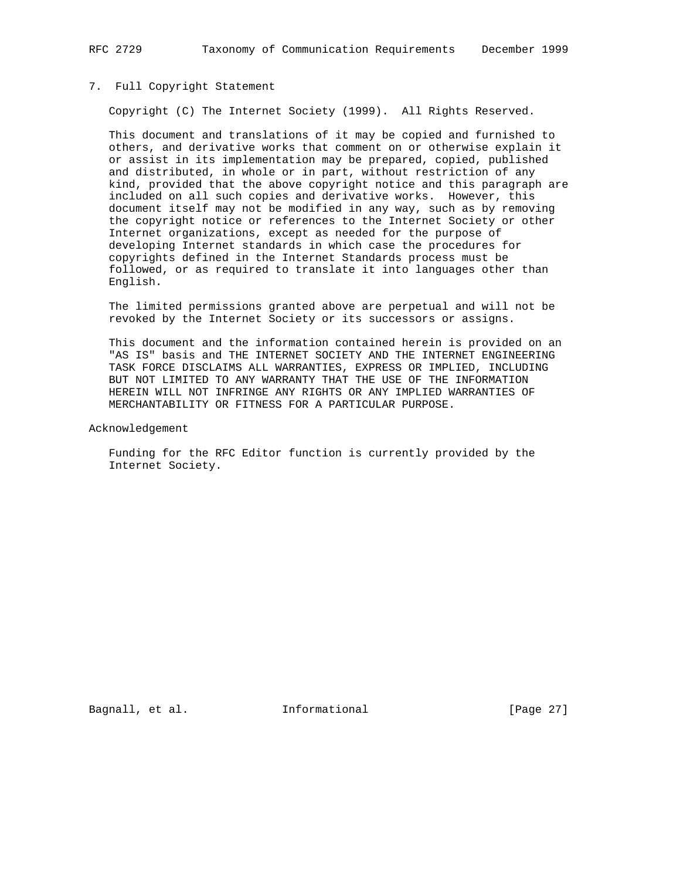## 7. Full Copyright Statement

Copyright (C) The Internet Society (1999). All Rights Reserved.

This document and translations of it may be copied and furnished to others, and derivative works that comment on or otherwise explain it or assist in its implementation may be prepared, copied, published and distributed, in whole or in part, without restriction of any kind, provided that the above copyright notice and this paragraph are included on all such copies and derivative works. However, this document itself may not be modified in any way, such as by removing the copyright notice or references to the Internet Society or other Internet organizations, except as needed for the purpose of developing Internet standards in which case the procedures for copyrights defined in the Internet Standards process must be followed, or as required to translate it into languages other than English.

The limited permissions granted above are perpetual and will not be revoked by the Internet Society or its successors or assigns.

This document and the information contained herein is provided on an "AS IS" basis and THE INTERNET SOCIETY AND THE INTERNET ENGINEERING TASK FORCE DISCLAIMS ALL WARRANTIES, EXPRESS OR IMPLIED, INCLUDING BUT NOT LIMITED TO ANY WARRANTY THAT THE USE OF THE INFORMATION HEREIN WILL NOT INFRINGE ANY RIGHTS OR ANY IMPLIED WARRANTIES OF MERCHANTABILITY OR FITNESS FOR A PARTICULAR PURPOSE.

## Acknowledgement

Funding for the RFC Editor function is currently provided by the Internet Society.